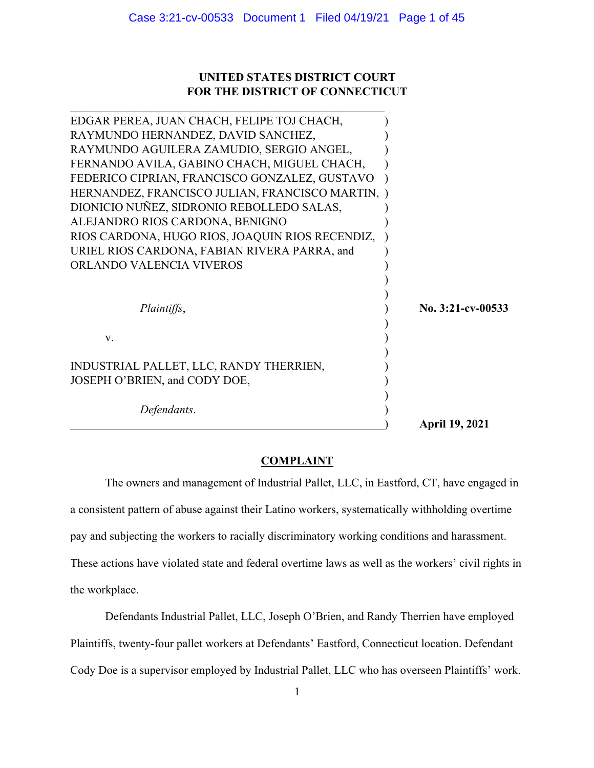**UNITED STATES DISTRICT COURT**
**FOR THE DISTRICT OF CONNECTICUT**

EDGAR PEREA, JUAN CHACH, FELIPE TOJ CHACH, RAYMUNDO HERNANDEZ, DAVID SANCHEZ, RAYMUNDO AGUILERA ZAMUDIO, SERGIO ANGEL, FERNANDO AVILA, GABINO CHACH, MIGUEL CHACH, FEDERICO CIPRIAN, FRANCISCO GONZALEZ, GUSTAVO HERNANDEZ, FRANCISCO JULIAN, FRANCISCO MARTIN, DIONICIO NUÑEZ, SIDRONIO REBOLLEDO SALAS, ALEJANDRO RIOS CARDONA, BENIGNO RIOS CARDONA, HUGO RIOS, JOAQUIN RIOS RECENDIZ, URIEL RIOS CARDONA, FABIAN RIVERA PARRA, and ORLANDO VALENCIA VIVEROS

*Plaintiffs*,

v.

INDUSTRIAL PALLET, LLC, RANDY THERRIEN, JOSEPH O'BRIEN, and CODY DOE,

*Defendants*.

**No. 3:21-cv-00533**

**April 19, 2021**

## COMPLAINT

The owners and management of Industrial Pallet, LLC, in Eastford, CT, have engaged in a consistent pattern of abuse against their Latino workers, systematically withholding overtime pay and subjecting the workers to racially discriminatory working conditions and harassment. These actions have violated state and federal overtime laws as well as the workers' civil rights in the workplace.

Defendants Industrial Pallet, LLC, Joseph O'Brien, and Randy Therrien have employed Plaintiffs, twenty-four pallet workers at Defendants' Eastford, Connecticut location. Defendant Cody Doe is a supervisor employed by Industrial Pallet, LLC who has overseen Plaintiffs' work.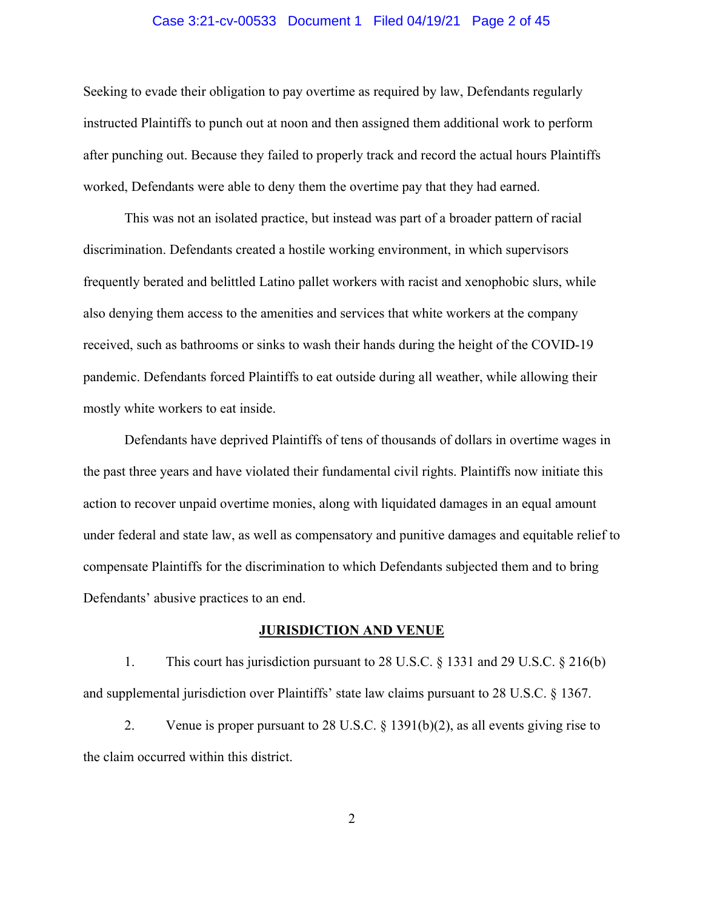Seeking to evade their obligation to pay overtime as required by law, Defendants regularly instructed Plaintiffs to punch out at noon and then assigned them additional work to perform after punching out. Because they failed to properly track and record the actual hours Plaintiffs worked, Defendants were able to deny them the overtime pay that they had earned.

This was not an isolated practice, but instead was part of a broader pattern of racial discrimination. Defendants created a hostile working environment, in which supervisors frequently berated and belittled Latino pallet workers with racist and xenophobic slurs, while also denying them access to the amenities and services that white workers at the company received, such as bathrooms or sinks to wash their hands during the height of the COVID-19 pandemic. Defendants forced Plaintiffs to eat outside during all weather, while allowing their mostly white workers to eat inside.

Defendants have deprived Plaintiffs of tens of thousands of dollars in overtime wages in the past three years and have violated their fundamental civil rights. Plaintiffs now initiate this action to recover unpaid overtime monies, along with liquidated damages in an equal amount under federal and state law, as well as compensatory and punitive damages and equitable relief to compensate Plaintiffs for the discrimination to which Defendants subjected them and to bring Defendants' abusive practices to an end.

## JURISDICTION AND VENUE

1. This court has jurisdiction pursuant to 28 U.S.C. § 1331 and 29 U.S.C. § 216(b) and supplemental jurisdiction over Plaintiffs' state law claims pursuant to 28 U.S.C. § 1367.

2. Venue is proper pursuant to 28 U.S.C. § 1391(b)(2), as all events giving rise to the claim occurred within this district.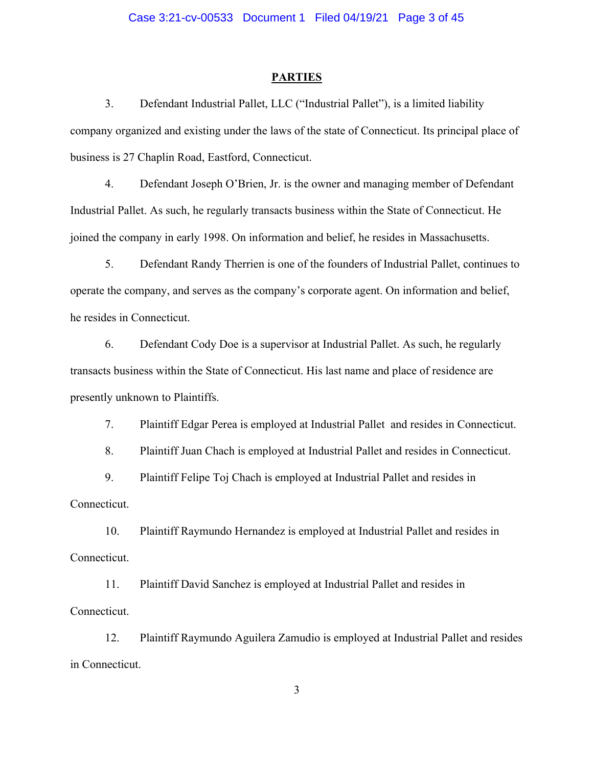## PARTIES

3. Defendant Industrial Pallet, LLC ("Industrial Pallet"), is a limited liability company organized and existing under the laws of the state of Connecticut. Its principal place of business is 27 Chaplin Road, Eastford, Connecticut.

4. Defendant Joseph O'Brien, Jr. is the owner and managing member of Defendant Industrial Pallet. As such, he regularly transacts business within the State of Connecticut. He joined the company in early 1998. On information and belief, he resides in Massachusetts.

5. Defendant Randy Therrien is one of the founders of Industrial Pallet, continues to operate the company, and serves as the company's corporate agent. On information and belief, he resides in Connecticut.

6. Defendant Cody Doe is a supervisor at Industrial Pallet. As such, he regularly transacts business within the State of Connecticut. His last name and place of residence are presently unknown to Plaintiffs.

7. Plaintiff Edgar Perea is employed at Industrial Pallet and resides in Connecticut.

8. Plaintiff Juan Chach is employed at Industrial Pallet and resides in Connecticut.

9. Plaintiff Felipe Toj Chach is employed at Industrial Pallet and resides in Connecticut.

10. Plaintiff Raymundo Hernandez is employed at Industrial Pallet and resides in Connecticut.

11. Plaintiff David Sanchez is employed at Industrial Pallet and resides in Connecticut.

12. Plaintiff Raymundo Aguilera Zamudio is employed at Industrial Pallet and resides in Connecticut.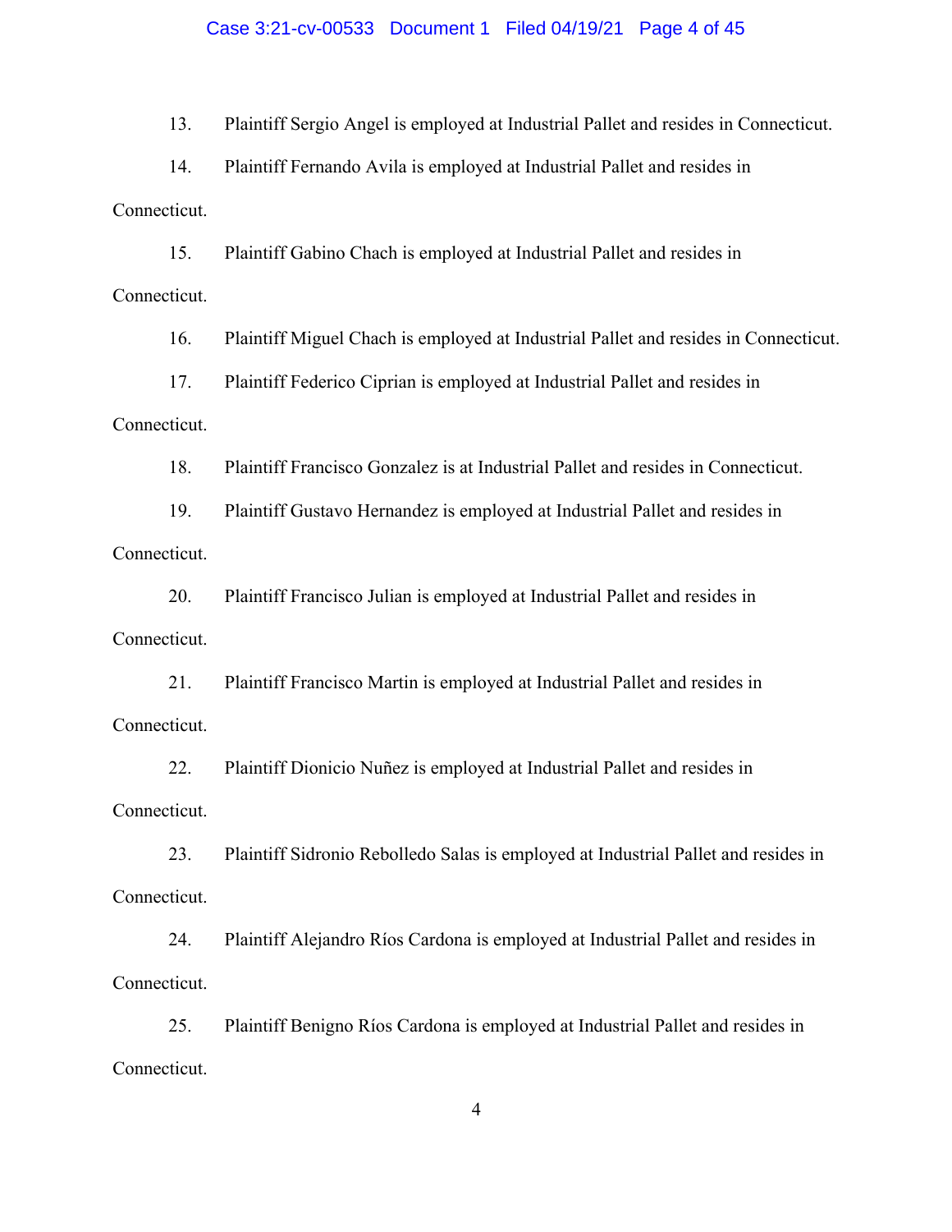13. Plaintiff Sergio Angel is employed at Industrial Pallet and resides in Connecticut.

14. Plaintiff Fernando Avila is employed at Industrial Pallet and resides in Connecticut.

15. Plaintiff Gabino Chach is employed at Industrial Pallet and resides in Connecticut.

16. Plaintiff Miguel Chach is employed at Industrial Pallet and resides in Connecticut.

17. Plaintiff Federico Ciprian is employed at Industrial Pallet and resides in Connecticut.

18. Plaintiff Francisco Gonzalez is at Industrial Pallet and resides in Connecticut.

19. Plaintiff Gustavo Hernandez is employed at Industrial Pallet and resides in Connecticut.

20. Plaintiff Francisco Julian is employed at Industrial Pallet and resides in Connecticut.

21. Plaintiff Francisco Martin is employed at Industrial Pallet and resides in Connecticut.

22. Plaintiff Dionicio Nuñez is employed at Industrial Pallet and resides in Connecticut.

23. Plaintiff Sidronio Rebolledo Salas is employed at Industrial Pallet and resides in Connecticut.

24. Plaintiff Alejandro Ríos Cardona is employed at Industrial Pallet and resides in Connecticut.

25. Plaintiff Benigno Ríos Cardona is employed at Industrial Pallet and resides in Connecticut.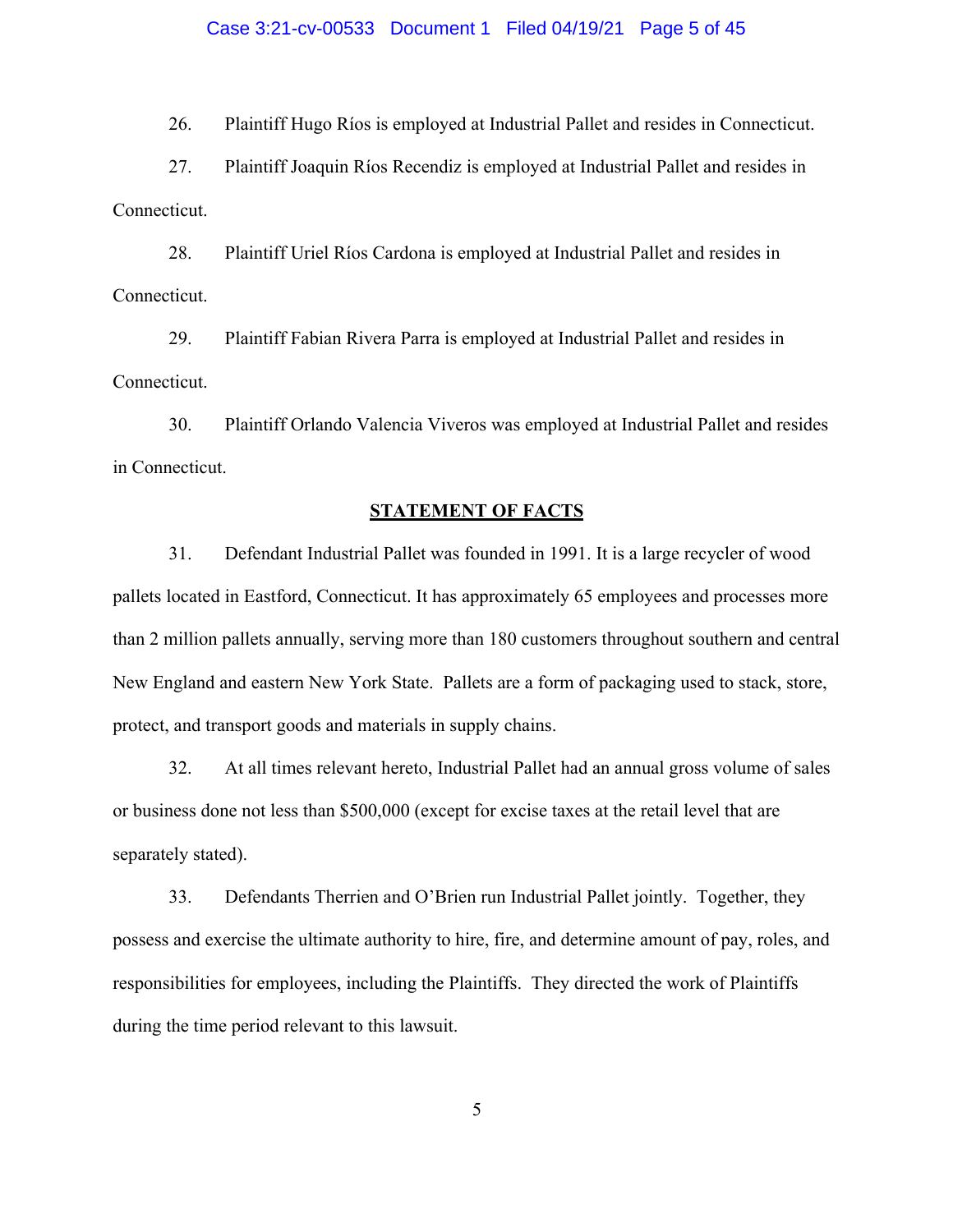26. Plaintiff Hugo Ríos is employed at Industrial Pallet and resides in Connecticut.

27. Plaintiff Joaquin Ríos Recendiz is employed at Industrial Pallet and resides in Connecticut.

28. Plaintiff Uriel Ríos Cardona is employed at Industrial Pallet and resides in Connecticut.

29. Plaintiff Fabian Rivera Parra is employed at Industrial Pallet and resides in Connecticut.

30. Plaintiff Orlando Valencia Viveros was employed at Industrial Pallet and resides in Connecticut.

## STATEMENT OF FACTS

31. Defendant Industrial Pallet was founded in 1991. It is a large recycler of wood pallets located in Eastford, Connecticut. It has approximately 65 employees and processes more than 2 million pallets annually, serving more than 180 customers throughout southern and central New England and eastern New York State. Pallets are a form of packaging used to stack, store, protect, and transport goods and materials in supply chains.

32. At all times relevant hereto, Industrial Pallet had an annual gross volume of sales or business done not less than $500,000 (except for excise taxes at the retail level that are separately stated).

33. Defendants Therrien and O'Brien run Industrial Pallet jointly. Together, they possess and exercise the ultimate authority to hire, fire, and determine amount of pay, roles, and responsibilities for employees, including the Plaintiffs. They directed the work of Plaintiffs during the time period relevant to this lawsuit.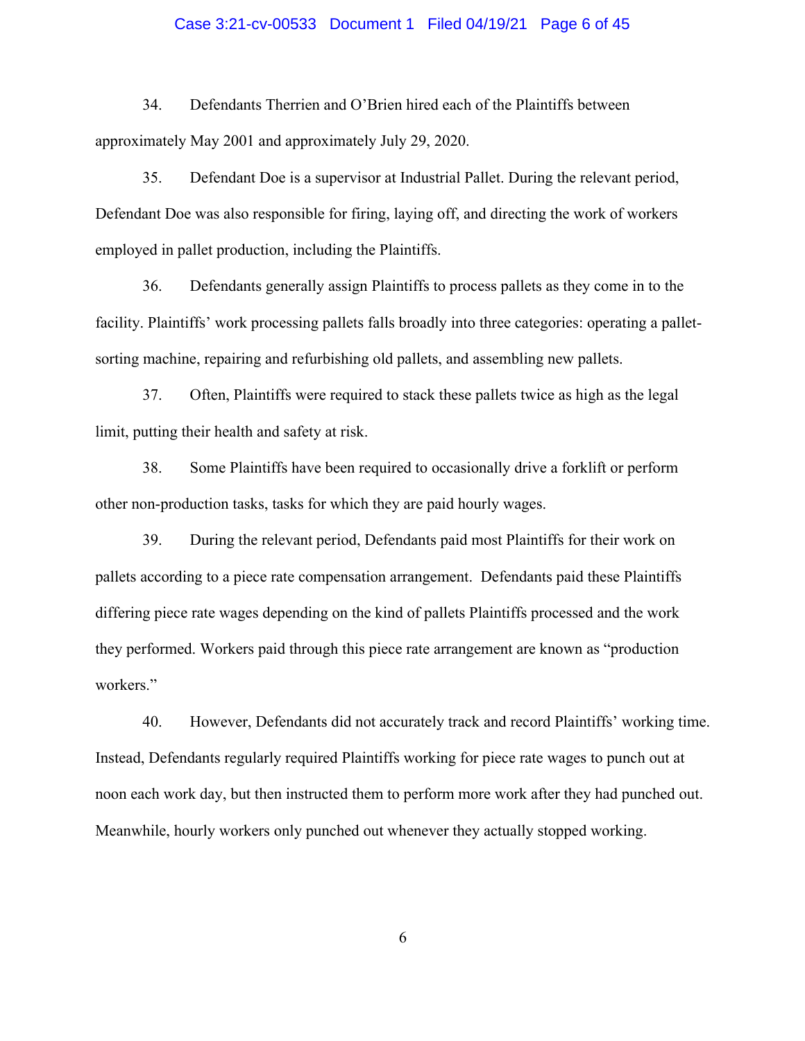34. Defendants Therrien and O'Brien hired each of the Plaintiffs between approximately May 2001 and approximately July 29, 2020.

35. Defendant Doe is a supervisor at Industrial Pallet. During the relevant period, Defendant Doe was also responsible for firing, laying off, and directing the work of workers employed in pallet production, including the Plaintiffs.

36. Defendants generally assign Plaintiffs to process pallets as they come in to the facility. Plaintiffs' work processing pallets falls broadly into three categories: operating a pallet-sorting machine, repairing and refurbishing old pallets, and assembling new pallets.

37. Often, Plaintiffs were required to stack these pallets twice as high as the legal limit, putting their health and safety at risk.

38. Some Plaintiffs have been required to occasionally drive a forklift or perform other non-production tasks, tasks for which they are paid hourly wages.

39. During the relevant period, Defendants paid most Plaintiffs for their work on pallets according to a piece rate compensation arrangement. Defendants paid these Plaintiffs differing piece rate wages depending on the kind of pallets Plaintiffs processed and the work they performed. Workers paid through this piece rate arrangement are known as "production workers."

40. However, Defendants did not accurately track and record Plaintiffs' working time. Instead, Defendants regularly required Plaintiffs working for piece rate wages to punch out at noon each work day, but then instructed them to perform more work after they had punched out. Meanwhile, hourly workers only punched out whenever they actually stopped working.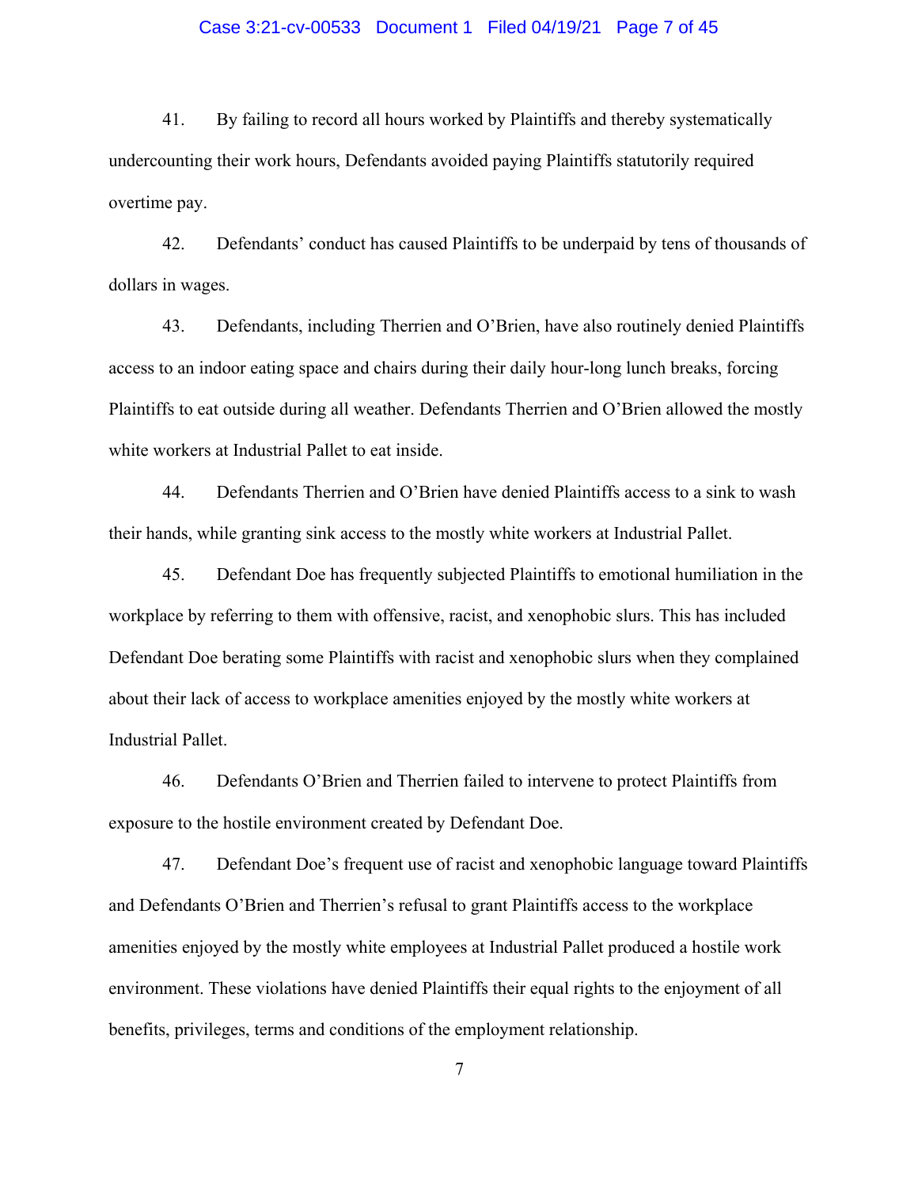41. By failing to record all hours worked by Plaintiffs and thereby systematically undercounting their work hours, Defendants avoided paying Plaintiffs statutorily required overtime pay.

42. Defendants' conduct has caused Plaintiffs to be underpaid by tens of thousands of dollars in wages.

43. Defendants, including Therrien and O'Brien, have also routinely denied Plaintiffs access to an indoor eating space and chairs during their daily hour-long lunch breaks, forcing Plaintiffs to eat outside during all weather. Defendants Therrien and O'Brien allowed the mostly white workers at Industrial Pallet to eat inside.

44. Defendants Therrien and O'Brien have denied Plaintiffs access to a sink to wash their hands, while granting sink access to the mostly white workers at Industrial Pallet.

45. Defendant Doe has frequently subjected Plaintiffs to emotional humiliation in the workplace by referring to them with offensive, racist, and xenophobic slurs. This has included Defendant Doe berating some Plaintiffs with racist and xenophobic slurs when they complained about their lack of access to workplace amenities enjoyed by the mostly white workers at Industrial Pallet.

46. Defendants O'Brien and Therrien failed to intervene to protect Plaintiffs from exposure to the hostile environment created by Defendant Doe.

47. Defendant Doe's frequent use of racist and xenophobic language toward Plaintiffs and Defendants O'Brien and Therrien's refusal to grant Plaintiffs access to the workplace amenities enjoyed by the mostly white employees at Industrial Pallet produced a hostile work environment. These violations have denied Plaintiffs their equal rights to the enjoyment of all benefits, privileges, terms and conditions of the employment relationship.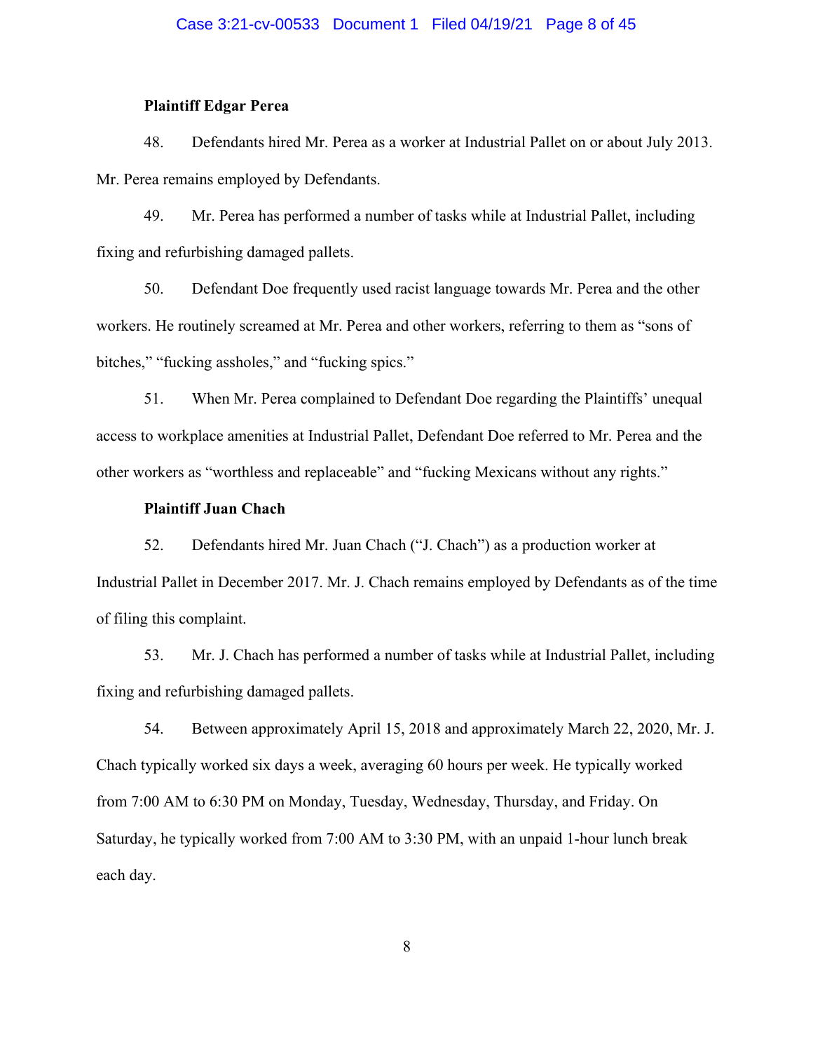**Plaintiff Edgar Perea**

48. Defendants hired Mr. Perea as a worker at Industrial Pallet on or about July 2013. Mr. Perea remains employed by Defendants.

49. Mr. Perea has performed a number of tasks while at Industrial Pallet, including fixing and refurbishing damaged pallets.

50. Defendant Doe frequently used racist language towards Mr. Perea and the other workers. He routinely screamed at Mr. Perea and other workers, referring to them as “sons of bitches,” “fucking assholes,” and “fucking spics.”

51. When Mr. Perea complained to Defendant Doe regarding the Plaintiffs’ unequal access to workplace amenities at Industrial Pallet, Defendant Doe referred to Mr. Perea and the other workers as “worthless and replaceable” and “fucking Mexicans without any rights.”

**Plaintiff Juan Chach**

52. Defendants hired Mr. Juan Chach (“J. Chach”) as a production worker at Industrial Pallet in December 2017. Mr. J. Chach remains employed by Defendants as of the time of filing this complaint.

53. Mr. J. Chach has performed a number of tasks while at Industrial Pallet, including fixing and refurbishing damaged pallets.

54. Between approximately April 15, 2018 and approximately March 22, 2020, Mr. J. Chach typically worked six days a week, averaging 60 hours per week. He typically worked from 7:00 AM to 6:30 PM on Monday, Tuesday, Wednesday, Thursday, and Friday. On Saturday, he typically worked from 7:00 AM to 3:30 PM, with an unpaid 1-hour lunch break each day.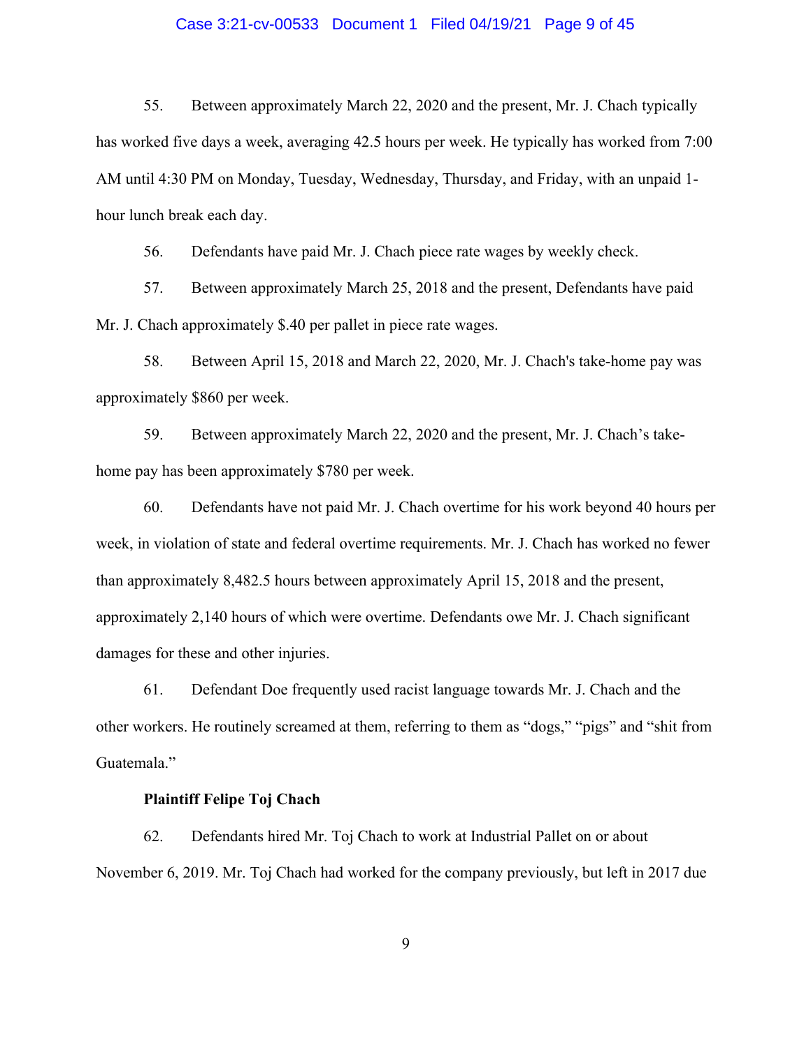55. Between approximately March 22, 2020 and the present, Mr. J. Chach typically has worked five days a week, averaging 42.5 hours per week. He typically has worked from 7:00 AM until 4:30 PM on Monday, Tuesday, Wednesday, Thursday, and Friday, with an unpaid 1-hour lunch break each day.

56. Defendants have paid Mr. J. Chach piece rate wages by weekly check.

57. Between approximately March 25, 2018 and the present, Defendants have paid Mr. J. Chach approximately $.40 per pallet in piece rate wages.

58. Between April 15, 2018 and March 22, 2020, Mr. J. Chach's take-home pay was approximately $860 per week.

59. Between approximately March 22, 2020 and the present, Mr. J. Chach's take-home pay has been approximately $780 per week.

60. Defendants have not paid Mr. J. Chach overtime for his work beyond 40 hours per week, in violation of state and federal overtime requirements. Mr. J. Chach has worked no fewer than approximately 8,482.5 hours between approximately April 15, 2018 and the present, approximately 2,140 hours of which were overtime. Defendants owe Mr. J. Chach significant damages for these and other injuries.

61. Defendant Doe frequently used racist language towards Mr. J. Chach and the other workers. He routinely screamed at them, referring to them as "dogs," "pigs" and "shit from Guatemala."

**Plaintiff Felipe Toj Chach**

62. Defendants hired Mr. Toj Chach to work at Industrial Pallet on or about November 6, 2019. Mr. Toj Chach had worked for the company previously, but left in 2017 due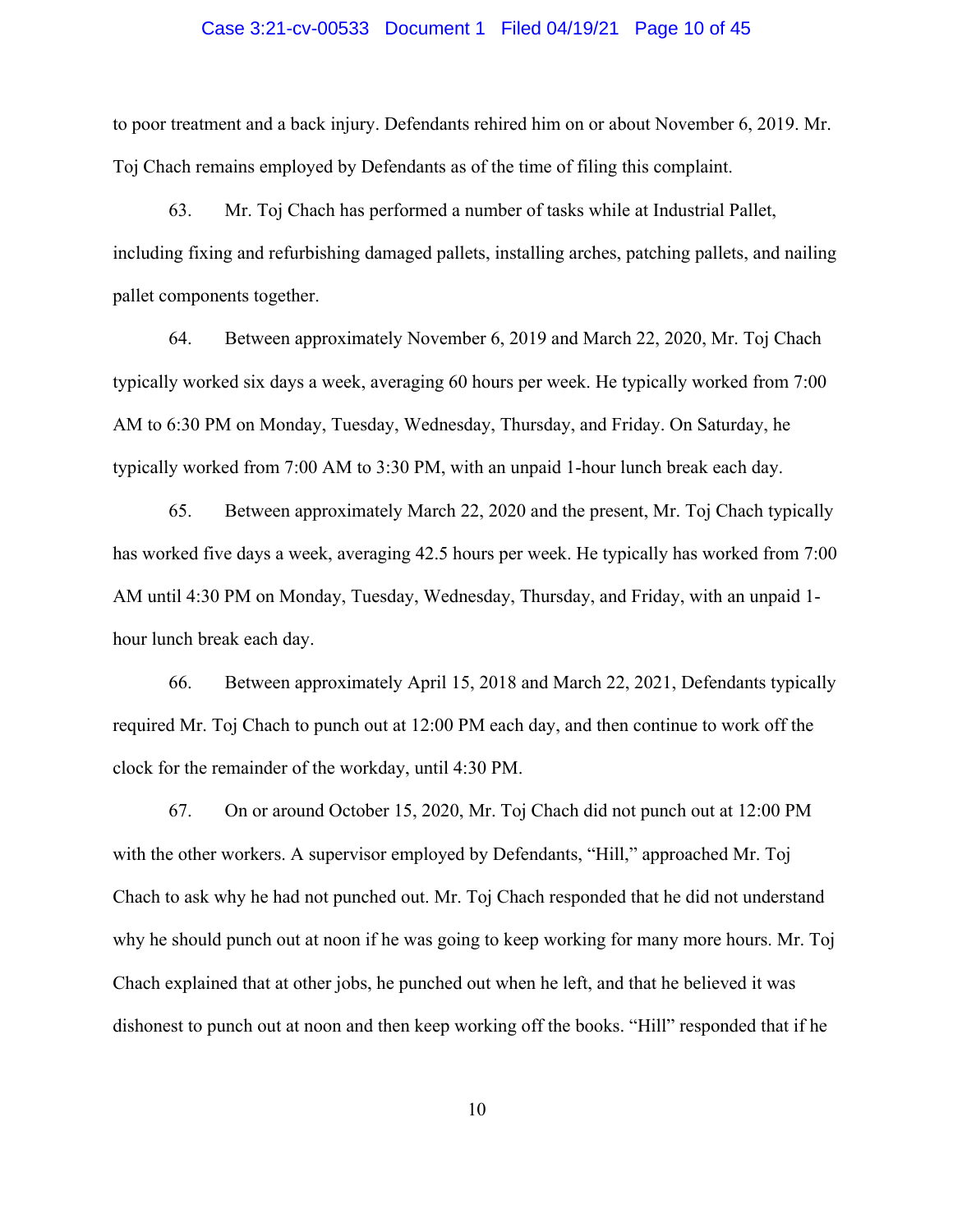to poor treatment and a back injury. Defendants rehired him on or about November 6, 2019. Mr. Toj Chach remains employed by Defendants as of the time of filing this complaint.

63. Mr. Toj Chach has performed a number of tasks while at Industrial Pallet, including fixing and refurbishing damaged pallets, installing arches, patching pallets, and nailing pallet components together.

64. Between approximately November 6, 2019 and March 22, 2020, Mr. Toj Chach typically worked six days a week, averaging 60 hours per week. He typically worked from 7:00 AM to 6:30 PM on Monday, Tuesday, Wednesday, Thursday, and Friday. On Saturday, he typically worked from 7:00 AM to 3:30 PM, with an unpaid 1-hour lunch break each day.

65. Between approximately March 22, 2020 and the present, Mr. Toj Chach typically has worked five days a week, averaging 42.5 hours per week. He typically has worked from 7:00 AM until 4:30 PM on Monday, Tuesday, Wednesday, Thursday, and Friday, with an unpaid 1-hour lunch break each day.

66. Between approximately April 15, 2018 and March 22, 2021, Defendants typically required Mr. Toj Chach to punch out at 12:00 PM each day, and then continue to work off the clock for the remainder of the workday, until 4:30 PM.

67. On or around October 15, 2020, Mr. Toj Chach did not punch out at 12:00 PM with the other workers. A supervisor employed by Defendants, "Hill," approached Mr. Toj Chach to ask why he had not punched out. Mr. Toj Chach responded that he did not understand why he should punch out at noon if he was going to keep working for many more hours. Mr. Toj Chach explained that at other jobs, he punched out when he left, and that he believed it was dishonest to punch out at noon and then keep working off the books. "Hill" responded that if he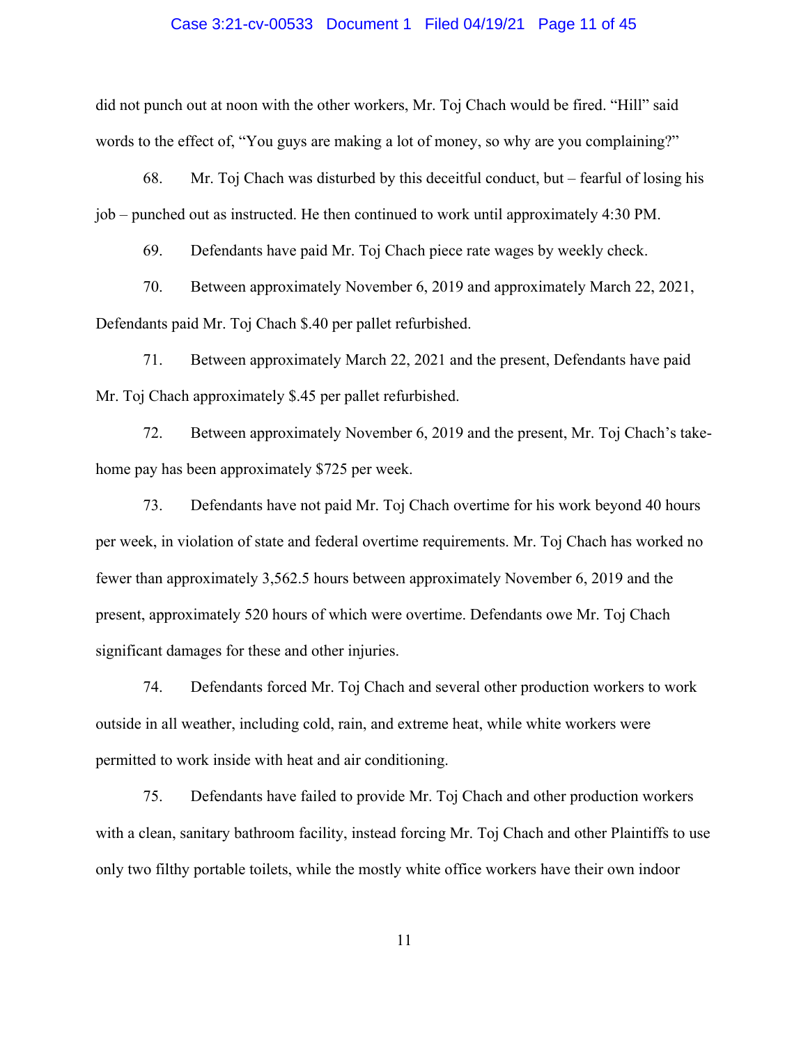did not punch out at noon with the other workers, Mr. Toj Chach would be fired. "Hill" said words to the effect of, "You guys are making a lot of money, so why are you complaining?"

68. Mr. Toj Chach was disturbed by this deceitful conduct, but – fearful of losing his job – punched out as instructed. He then continued to work until approximately 4:30 PM.

69. Defendants have paid Mr. Toj Chach piece rate wages by weekly check.

70. Between approximately November 6, 2019 and approximately March 22, 2021, Defendants paid Mr. Toj Chach $.40 per pallet refurbished.

71. Between approximately March 22, 2021 and the present, Defendants have paid Mr. Toj Chach approximately $.45 per pallet refurbished.

72. Between approximately November 6, 2019 and the present, Mr. Toj Chach's take-home pay has been approximately $725 per week.

73. Defendants have not paid Mr. Toj Chach overtime for his work beyond 40 hours per week, in violation of state and federal overtime requirements. Mr. Toj Chach has worked no fewer than approximately 3,562.5 hours between approximately November 6, 2019 and the present, approximately 520 hours of which were overtime. Defendants owe Mr. Toj Chach significant damages for these and other injuries.

74. Defendants forced Mr. Toj Chach and several other production workers to work outside in all weather, including cold, rain, and extreme heat, while white workers were permitted to work inside with heat and air conditioning.

75. Defendants have failed to provide Mr. Toj Chach and other production workers with a clean, sanitary bathroom facility, instead forcing Mr. Toj Chach and other Plaintiffs to use only two filthy portable toilets, while the mostly white office workers have their own indoor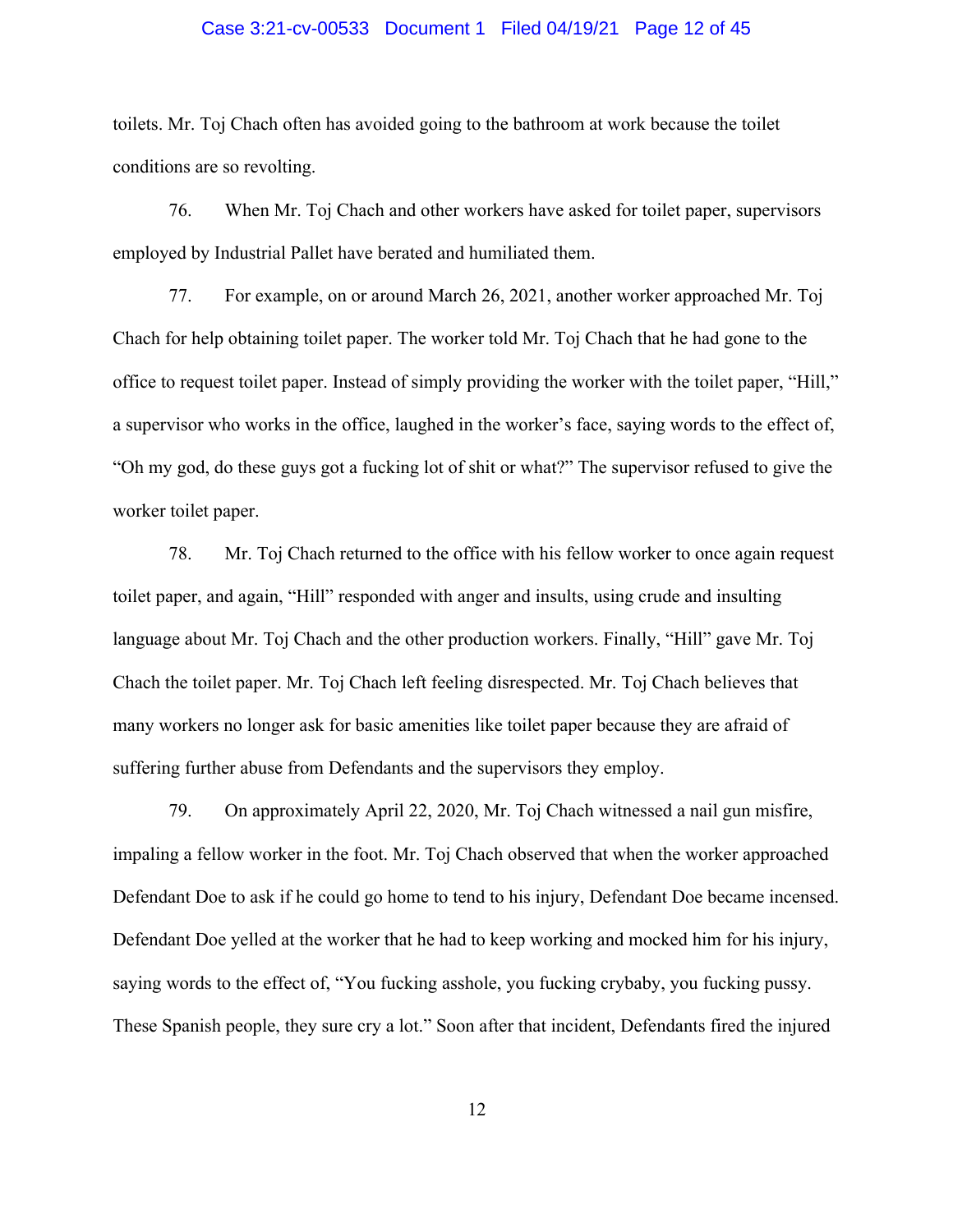toilets. Mr. Toj Chach often has avoided going to the bathroom at work because the toilet conditions are so revolting.

76. When Mr. Toj Chach and other workers have asked for toilet paper, supervisors employed by Industrial Pallet have berated and humiliated them.

77. For example, on or around March 26, 2021, another worker approached Mr. Toj Chach for help obtaining toilet paper. The worker told Mr. Toj Chach that he had gone to the office to request toilet paper. Instead of simply providing the worker with the toilet paper, "Hill," a supervisor who works in the office, laughed in the worker's face, saying words to the effect of, "Oh my god, do these guys got a fucking lot of shit or what?" The supervisor refused to give the worker toilet paper.

78. Mr. Toj Chach returned to the office with his fellow worker to once again request toilet paper, and again, "Hill" responded with anger and insults, using crude and insulting language about Mr. Toj Chach and the other production workers. Finally, "Hill" gave Mr. Toj Chach the toilet paper. Mr. Toj Chach left feeling disrespected. Mr. Toj Chach believes that many workers no longer ask for basic amenities like toilet paper because they are afraid of suffering further abuse from Defendants and the supervisors they employ.

79. On approximately April 22, 2020, Mr. Toj Chach witnessed a nail gun misfire, impaling a fellow worker in the foot. Mr. Toj Chach observed that when the worker approached Defendant Doe to ask if he could go home to tend to his injury, Defendant Doe became incensed. Defendant Doe yelled at the worker that he had to keep working and mocked him for his injury, saying words to the effect of, "You fucking asshole, you fucking crybaby, you fucking pussy. These Spanish people, they sure cry a lot." Soon after that incident, Defendants fired the injured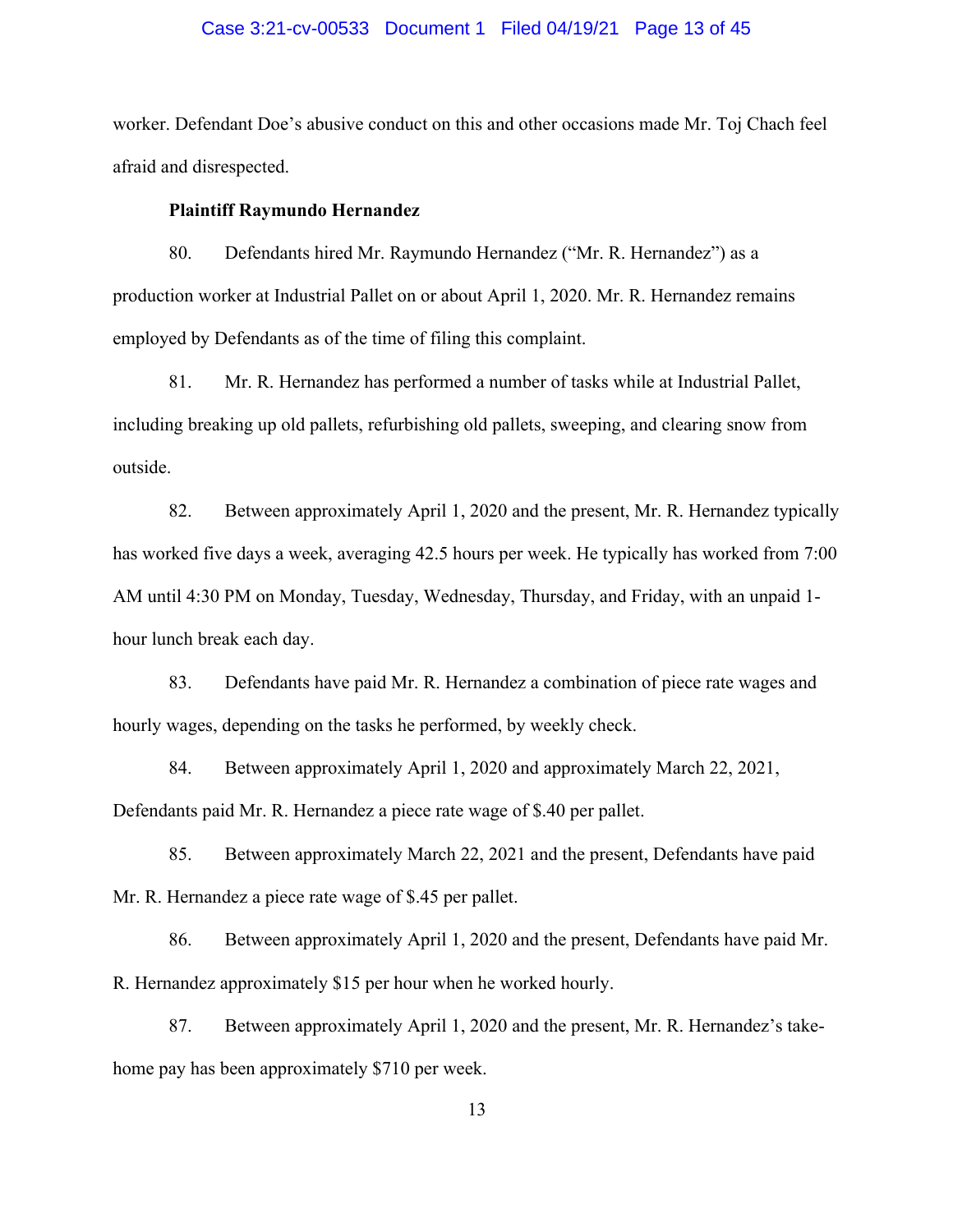worker. Defendant Doe's abusive conduct on this and other occasions made Mr. Toj Chach feel afraid and disrespected.

**Plaintiff Raymundo Hernandez**

80. Defendants hired Mr. Raymundo Hernandez ("Mr. R. Hernandez") as a production worker at Industrial Pallet on or about April 1, 2020. Mr. R. Hernandez remains employed by Defendants as of the time of filing this complaint.

81. Mr. R. Hernandez has performed a number of tasks while at Industrial Pallet, including breaking up old pallets, refurbishing old pallets, sweeping, and clearing snow from outside.

82. Between approximately April 1, 2020 and the present, Mr. R. Hernandez typically has worked five days a week, averaging 42.5 hours per week. He typically has worked from 7:00 AM until 4:30 PM on Monday, Tuesday, Wednesday, Thursday, and Friday, with an unpaid 1-hour lunch break each day.

83. Defendants have paid Mr. R. Hernandez a combination of piece rate wages and hourly wages, depending on the tasks he performed, by weekly check.

84. Between approximately April 1, 2020 and approximately March 22, 2021, Defendants paid Mr. R. Hernandez a piece rate wage of $.40 per pallet.

85. Between approximately March 22, 2021 and the present, Defendants have paid Mr. R. Hernandez a piece rate wage of $.45 per pallet.

86. Between approximately April 1, 2020 and the present, Defendants have paid Mr. R. Hernandez approximately $15 per hour when he worked hourly.

87. Between approximately April 1, 2020 and the present, Mr. R. Hernandez's take-home pay has been approximately $710 per week.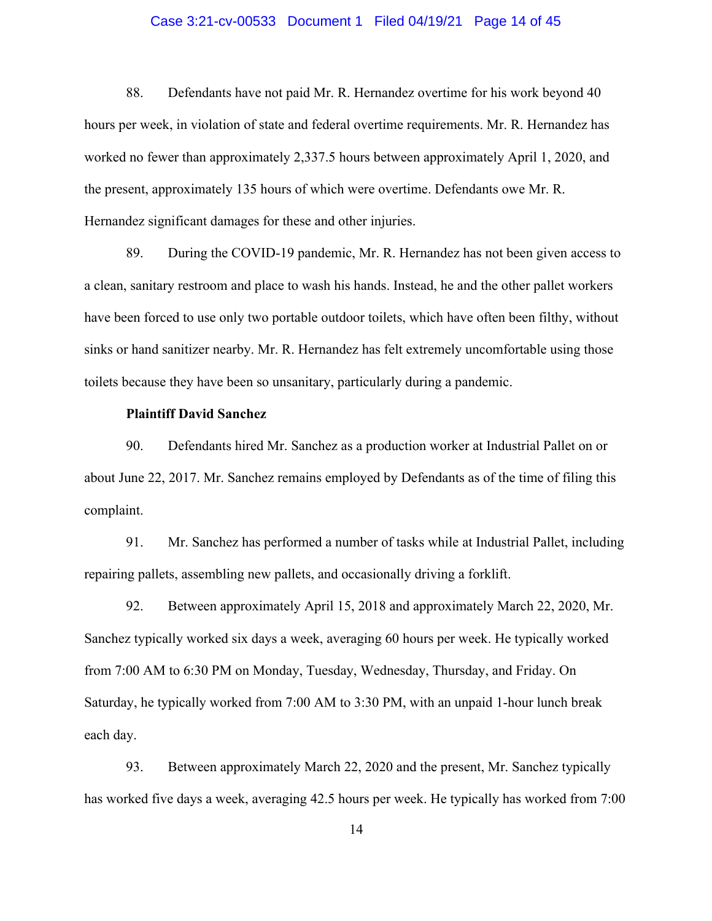88. Defendants have not paid Mr. R. Hernandez overtime for his work beyond 40 hours per week, in violation of state and federal overtime requirements. Mr. R. Hernandez has worked no fewer than approximately 2,337.5 hours between approximately April 1, 2020, and the present, approximately 135 hours of which were overtime. Defendants owe Mr. R. Hernandez significant damages for these and other injuries.

89. During the COVID-19 pandemic, Mr. R. Hernandez has not been given access to a clean, sanitary restroom and place to wash his hands. Instead, he and the other pallet workers have been forced to use only two portable outdoor toilets, which have often been filthy, without sinks or hand sanitizer nearby. Mr. R. Hernandez has felt extremely uncomfortable using those toilets because they have been so unsanitary, particularly during a pandemic.

**Plaintiff David Sanchez**

90. Defendants hired Mr. Sanchez as a production worker at Industrial Pallet on or about June 22, 2017. Mr. Sanchez remains employed by Defendants as of the time of filing this complaint.

91. Mr. Sanchez has performed a number of tasks while at Industrial Pallet, including repairing pallets, assembling new pallets, and occasionally driving a forklift.

92. Between approximately April 15, 2018 and approximately March 22, 2020, Mr. Sanchez typically worked six days a week, averaging 60 hours per week. He typically worked from 7:00 AM to 6:30 PM on Monday, Tuesday, Wednesday, Thursday, and Friday. On Saturday, he typically worked from 7:00 AM to 3:30 PM, with an unpaid 1-hour lunch break each day.

93. Between approximately March 22, 2020 and the present, Mr. Sanchez typically has worked five days a week, averaging 42.5 hours per week. He typically has worked from 7:00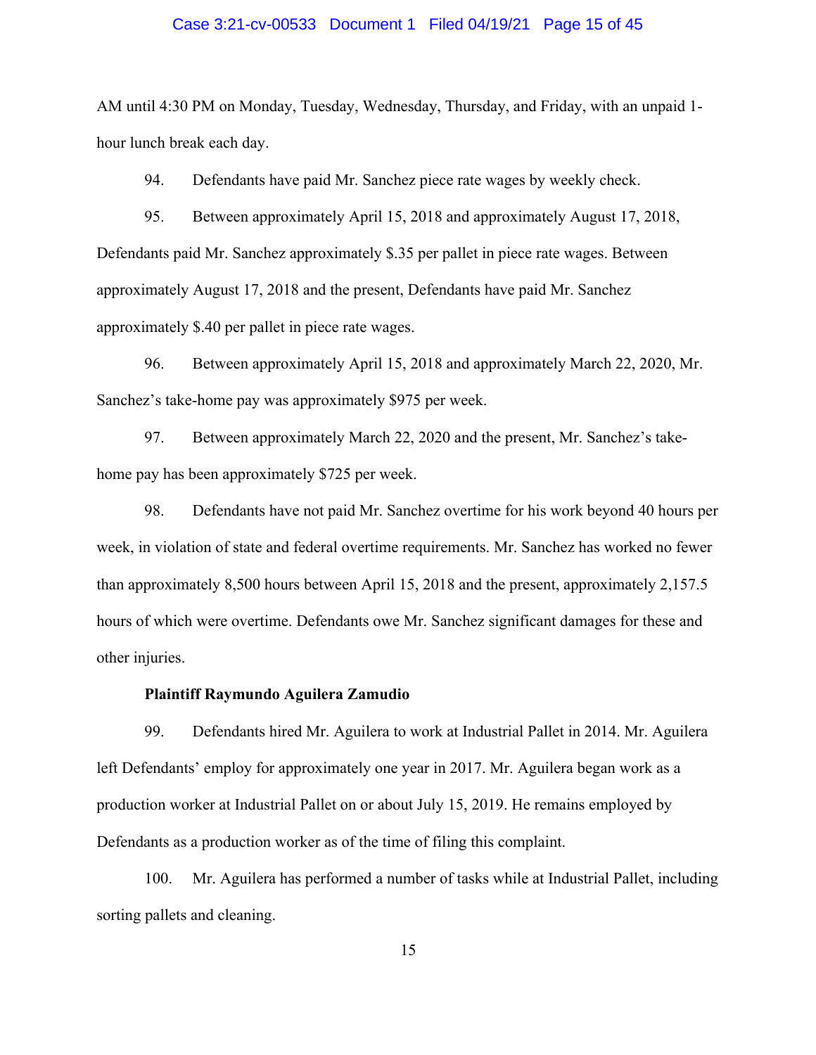AM until 4:30 PM on Monday, Tuesday, Wednesday, Thursday, and Friday, with an unpaid 1-hour lunch break each day.

94. Defendants have paid Mr. Sanchez piece rate wages by weekly check.

95. Between approximately April 15, 2018 and approximately August 17, 2018, Defendants paid Mr. Sanchez approximately $.35 per pallet in piece rate wages. Between approximately August 17, 2018 and the present, Defendants have paid Mr. Sanchez approximately $.40 per pallet in piece rate wages.

96. Between approximately April 15, 2018 and approximately March 22, 2020, Mr. Sanchez's take-home pay was approximately $975 per week.

97. Between approximately March 22, 2020 and the present, Mr. Sanchez's take-home pay has been approximately $725 per week.

98. Defendants have not paid Mr. Sanchez overtime for his work beyond 40 hours per week, in violation of state and federal overtime requirements. Mr. Sanchez has worked no fewer than approximately 8,500 hours between April 15, 2018 and the present, approximately 2,157.5 hours of which were overtime. Defendants owe Mr. Sanchez significant damages for these and other injuries.

**Plaintiff Raymundo Aguilera Zamudio**

99. Defendants hired Mr. Aguilera to work at Industrial Pallet in 2014. Mr. Aguilera left Defendants' employ for approximately one year in 2017. Mr. Aguilera began work as a production worker at Industrial Pallet on or about July 15, 2019. He remains employed by Defendants as a production worker as of the time of filing this complaint.

100. Mr. Aguilera has performed a number of tasks while at Industrial Pallet, including sorting pallets and cleaning.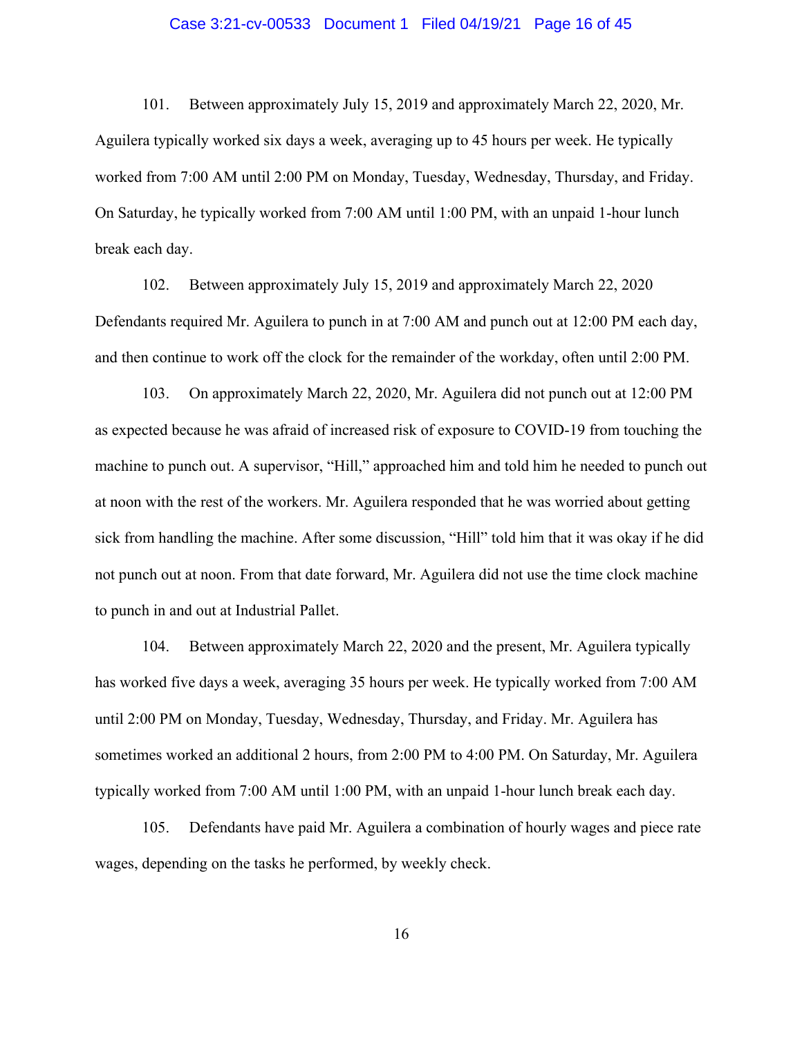101. Between approximately July 15, 2019 and approximately March 22, 2020, Mr. Aguilera typically worked six days a week, averaging up to 45 hours per week. He typically worked from 7:00 AM until 2:00 PM on Monday, Tuesday, Wednesday, Thursday, and Friday. On Saturday, he typically worked from 7:00 AM until 1:00 PM, with an unpaid 1-hour lunch break each day.

102. Between approximately July 15, 2019 and approximately March 22, 2020 Defendants required Mr. Aguilera to punch in at 7:00 AM and punch out at 12:00 PM each day, and then continue to work off the clock for the remainder of the workday, often until 2:00 PM.

103. On approximately March 22, 2020, Mr. Aguilera did not punch out at 12:00 PM as expected because he was afraid of increased risk of exposure to COVID-19 from touching the machine to punch out. A supervisor, "Hill," approached him and told him he needed to punch out at noon with the rest of the workers. Mr. Aguilera responded that he was worried about getting sick from handling the machine. After some discussion, "Hill" told him that it was okay if he did not punch out at noon. From that date forward, Mr. Aguilera did not use the time clock machine to punch in and out at Industrial Pallet.

104. Between approximately March 22, 2020 and the present, Mr. Aguilera typically has worked five days a week, averaging 35 hours per week. He typically worked from 7:00 AM until 2:00 PM on Monday, Tuesday, Wednesday, Thursday, and Friday. Mr. Aguilera has sometimes worked an additional 2 hours, from 2:00 PM to 4:00 PM. On Saturday, Mr. Aguilera typically worked from 7:00 AM until 1:00 PM, with an unpaid 1-hour lunch break each day.

105. Defendants have paid Mr. Aguilera a combination of hourly wages and piece rate wages, depending on the tasks he performed, by weekly check.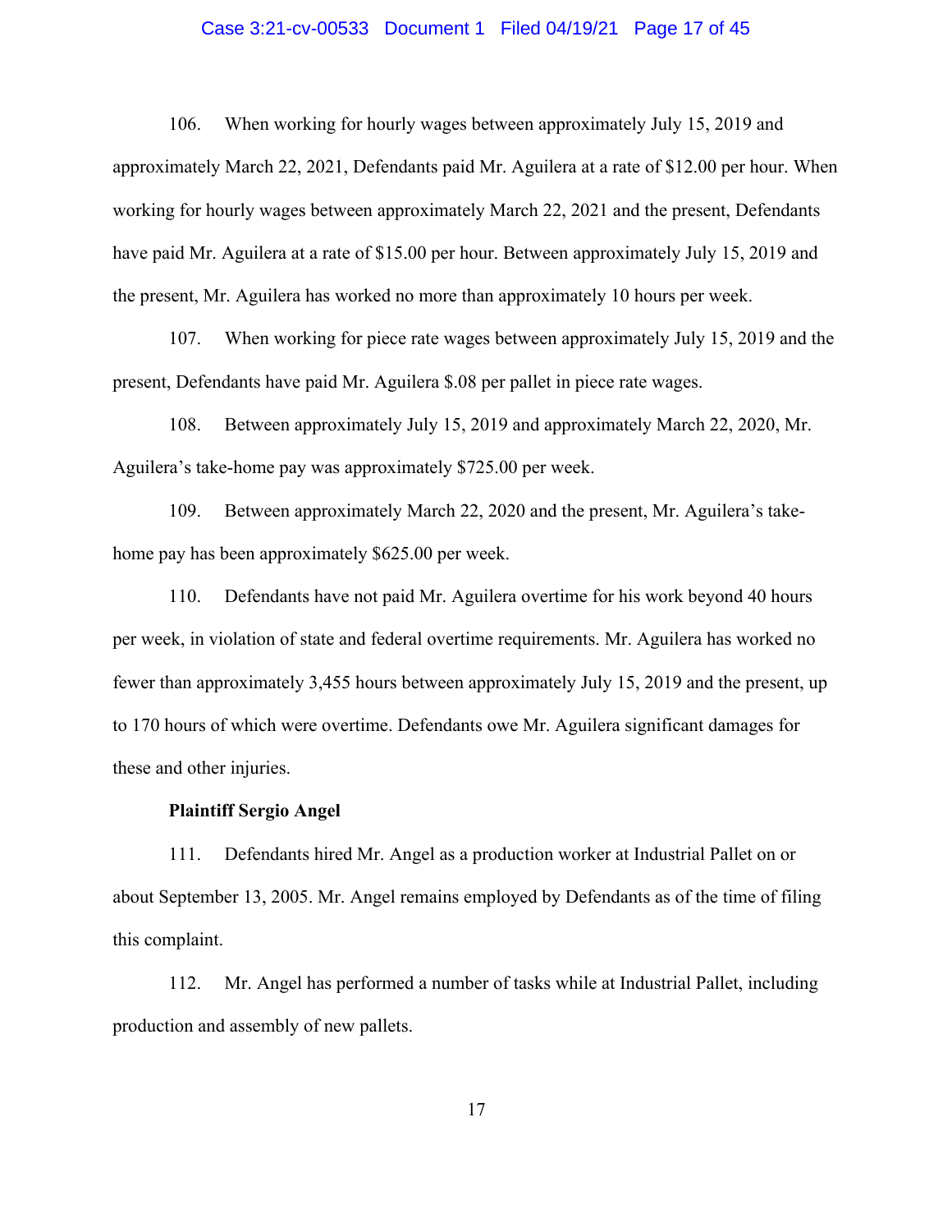106. When working for hourly wages between approximately July 15, 2019 and approximately March 22, 2021, Defendants paid Mr. Aguilera at a rate of $12.00 per hour. When working for hourly wages between approximately March 22, 2021 and the present, Defendants have paid Mr. Aguilera at a rate of $15.00 per hour. Between approximately July 15, 2019 and the present, Mr. Aguilera has worked no more than approximately 10 hours per week.

107. When working for piece rate wages between approximately July 15, 2019 and the present, Defendants have paid Mr. Aguilera $.08 per pallet in piece rate wages.

108. Between approximately July 15, 2019 and approximately March 22, 2020, Mr. Aguilera's take-home pay was approximately $725.00 per week.

109. Between approximately March 22, 2020 and the present, Mr. Aguilera's take-home pay has been approximately $625.00 per week.

110. Defendants have not paid Mr. Aguilera overtime for his work beyond 40 hours per week, in violation of state and federal overtime requirements. Mr. Aguilera has worked no fewer than approximately 3,455 hours between approximately July 15, 2019 and the present, up to 170 hours of which were overtime. Defendants owe Mr. Aguilera significant damages for these and other injuries.

**Plaintiff Sergio Angel**

111. Defendants hired Mr. Angel as a production worker at Industrial Pallet on or about September 13, 2005. Mr. Angel remains employed by Defendants as of the time of filing this complaint.

112. Mr. Angel has performed a number of tasks while at Industrial Pallet, including production and assembly of new pallets.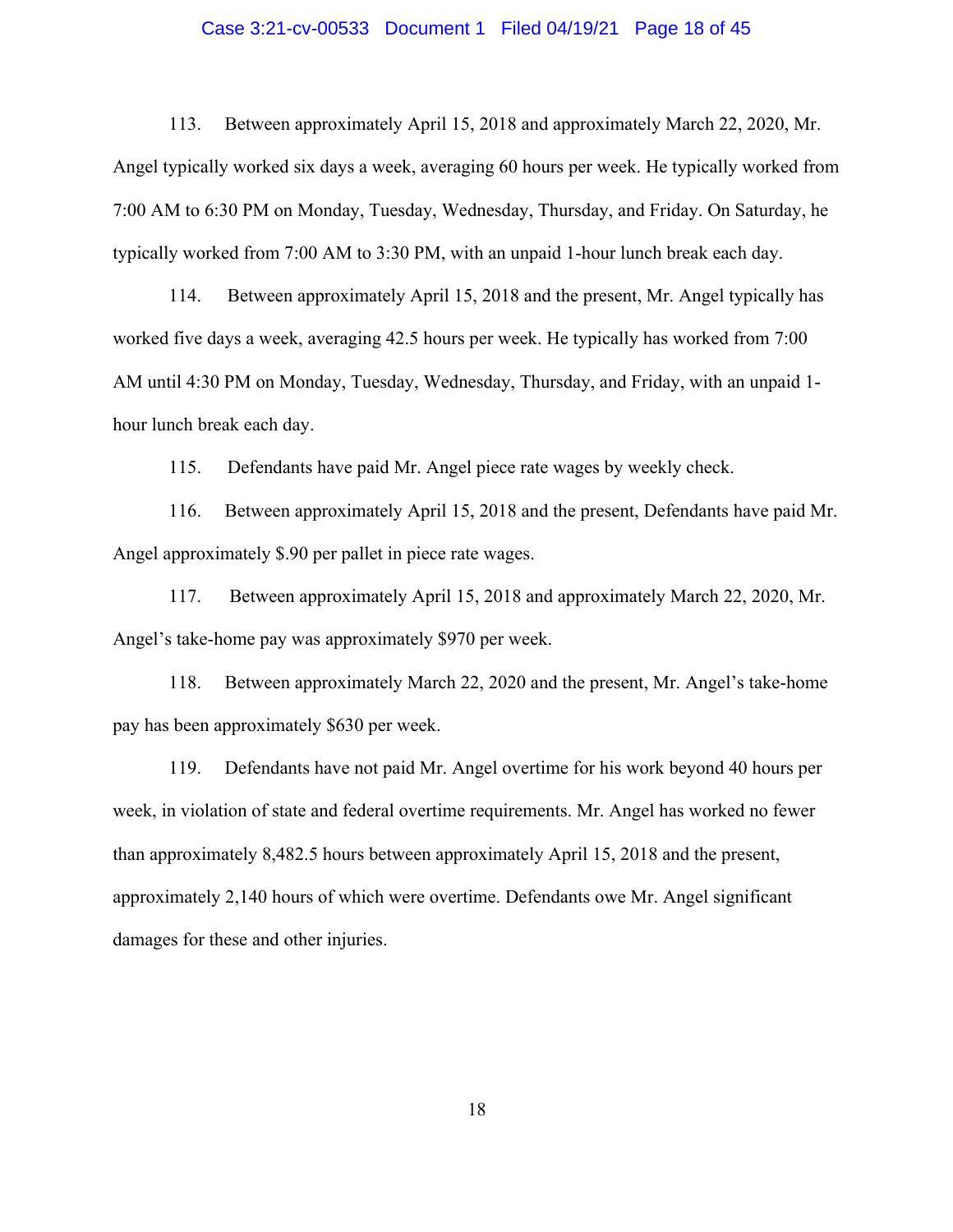113. Between approximately April 15, 2018 and approximately March 22, 2020, Mr. Angel typically worked six days a week, averaging 60 hours per week. He typically worked from 7:00 AM to 6:30 PM on Monday, Tuesday, Wednesday, Thursday, and Friday. On Saturday, he typically worked from 7:00 AM to 3:30 PM, with an unpaid 1-hour lunch break each day.

114. Between approximately April 15, 2018 and the present, Mr. Angel typically has worked five days a week, averaging 42.5 hours per week. He typically has worked from 7:00 AM until 4:30 PM on Monday, Tuesday, Wednesday, Thursday, and Friday, with an unpaid 1-hour lunch break each day.

115. Defendants have paid Mr. Angel piece rate wages by weekly check.

116. Between approximately April 15, 2018 and the present, Defendants have paid Mr. Angel approximately $.90 per pallet in piece rate wages.

117. Between approximately April 15, 2018 and approximately March 22, 2020, Mr. Angel's take-home pay was approximately $970 per week.

118. Between approximately March 22, 2020 and the present, Mr. Angel's take-home pay has been approximately $630 per week.

119. Defendants have not paid Mr. Angel overtime for his work beyond 40 hours per week, in violation of state and federal overtime requirements. Mr. Angel has worked no fewer than approximately 8,482.5 hours between approximately April 15, 2018 and the present, approximately 2,140 hours of which were overtime. Defendants owe Mr. Angel significant damages for these and other injuries.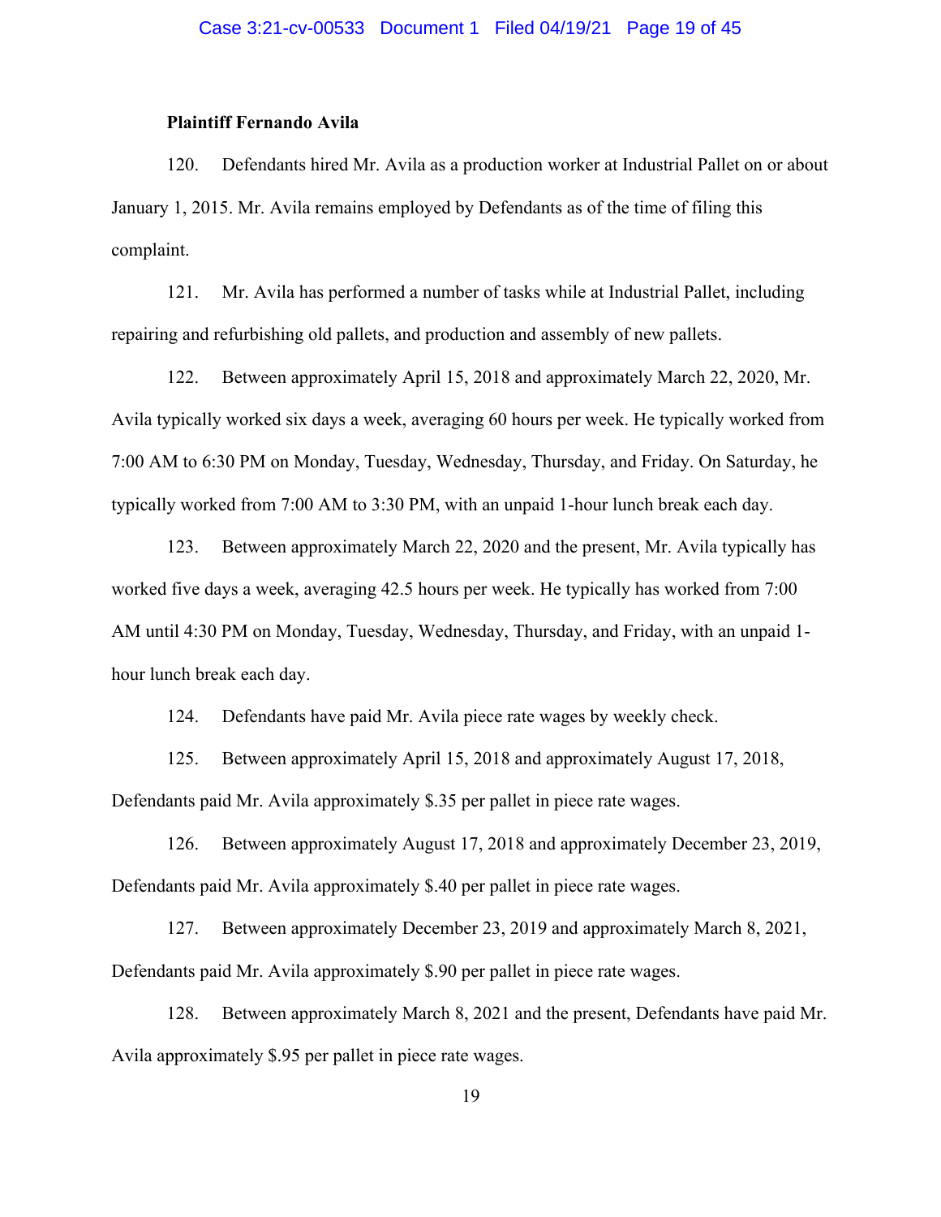**Plaintiff Fernando Avila**

120. Defendants hired Mr. Avila as a production worker at Industrial Pallet on or about January 1, 2015. Mr. Avila remains employed by Defendants as of the time of filing this complaint.

121. Mr. Avila has performed a number of tasks while at Industrial Pallet, including repairing and refurbishing old pallets, and production and assembly of new pallets.

122. Between approximately April 15, 2018 and approximately March 22, 2020, Mr. Avila typically worked six days a week, averaging 60 hours per week. He typically worked from 7:00 AM to 6:30 PM on Monday, Tuesday, Wednesday, Thursday, and Friday. On Saturday, he typically worked from 7:00 AM to 3:30 PM, with an unpaid 1-hour lunch break each day.

123. Between approximately March 22, 2020 and the present, Mr. Avila typically has worked five days a week, averaging 42.5 hours per week. He typically has worked from 7:00 AM until 4:30 PM on Monday, Tuesday, Wednesday, Thursday, and Friday, with an unpaid 1-hour lunch break each day.

124. Defendants have paid Mr. Avila piece rate wages by weekly check.

125. Between approximately April 15, 2018 and approximately August 17, 2018, Defendants paid Mr. Avila approximately $.35 per pallet in piece rate wages.

126. Between approximately August 17, 2018 and approximately December 23, 2019, Defendants paid Mr. Avila approximately $.40 per pallet in piece rate wages.

127. Between approximately December 23, 2019 and approximately March 8, 2021, Defendants paid Mr. Avila approximately $.90 per pallet in piece rate wages.

128. Between approximately March 8, 2021 and the present, Defendants have paid Mr. Avila approximately $.95 per pallet in piece rate wages.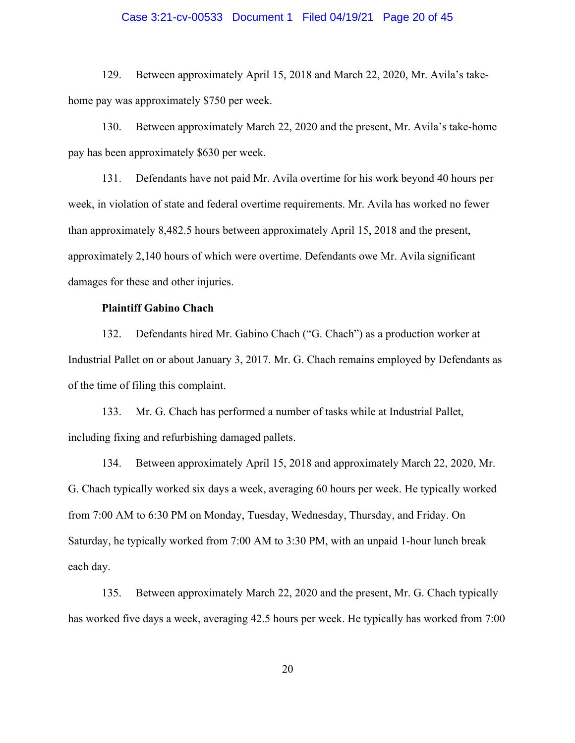129. Between approximately April 15, 2018 and March 22, 2020, Mr. Avila's take-home pay was approximately $750 per week.

130. Between approximately March 22, 2020 and the present, Mr. Avila's take-home pay has been approximately $630 per week.

131. Defendants have not paid Mr. Avila overtime for his work beyond 40 hours per week, in violation of state and federal overtime requirements. Mr. Avila has worked no fewer than approximately 8,482.5 hours between approximately April 15, 2018 and the present, approximately 2,140 hours of which were overtime. Defendants owe Mr. Avila significant damages for these and other injuries.

**Plaintiff Gabino Chach**

132. Defendants hired Mr. Gabino Chach ("G. Chach") as a production worker at Industrial Pallet on or about January 3, 2017. Mr. G. Chach remains employed by Defendants as of the time of filing this complaint.

133. Mr. G. Chach has performed a number of tasks while at Industrial Pallet, including fixing and refurbishing damaged pallets.

134. Between approximately April 15, 2018 and approximately March 22, 2020, Mr. G. Chach typically worked six days a week, averaging 60 hours per week. He typically worked from 7:00 AM to 6:30 PM on Monday, Tuesday, Wednesday, Thursday, and Friday. On Saturday, he typically worked from 7:00 AM to 3:30 PM, with an unpaid 1-hour lunch break each day.

135. Between approximately March 22, 2020 and the present, Mr. G. Chach typically has worked five days a week, averaging 42.5 hours per week. He typically has worked from 7:00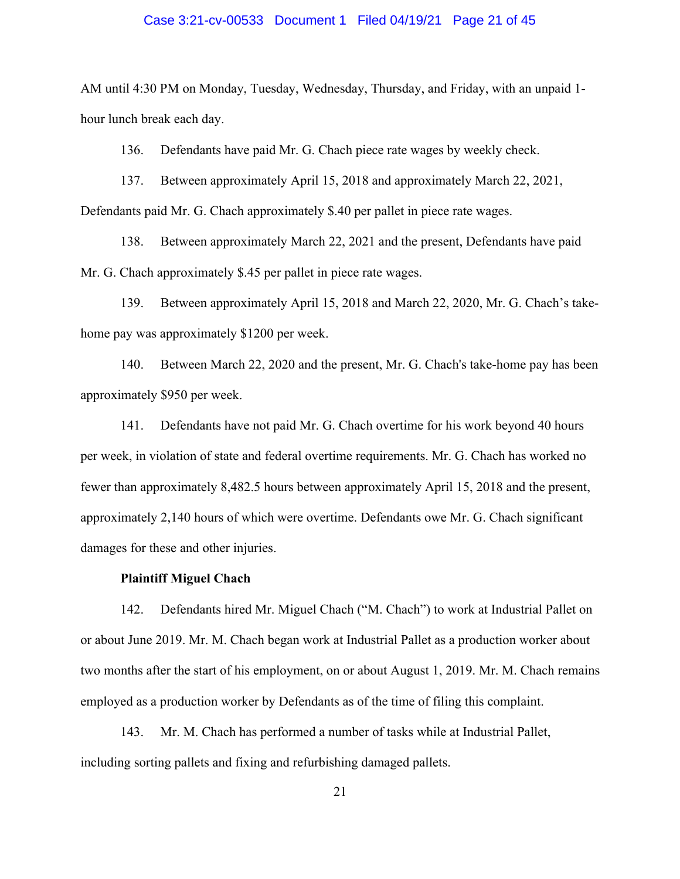AM until 4:30 PM on Monday, Tuesday, Wednesday, Thursday, and Friday, with an unpaid 1-hour lunch break each day.

136. Defendants have paid Mr. G. Chach piece rate wages by weekly check.

137. Between approximately April 15, 2018 and approximately March 22, 2021, Defendants paid Mr. G. Chach approximately $.40 per pallet in piece rate wages.

138. Between approximately March 22, 2021 and the present, Defendants have paid Mr. G. Chach approximately $.45 per pallet in piece rate wages.

139. Between approximately April 15, 2018 and March 22, 2020, Mr. G. Chach's take-home pay was approximately $1200 per week.

140. Between March 22, 2020 and the present, Mr. G. Chach's take-home pay has been approximately $950 per week.

141. Defendants have not paid Mr. G. Chach overtime for his work beyond 40 hours per week, in violation of state and federal overtime requirements. Mr. G. Chach has worked no fewer than approximately 8,482.5 hours between approximately April 15, 2018 and the present, approximately 2,140 hours of which were overtime. Defendants owe Mr. G. Chach significant damages for these and other injuries.

**Plaintiff Miguel Chach**

142. Defendants hired Mr. Miguel Chach ("M. Chach") to work at Industrial Pallet on or about June 2019. Mr. M. Chach began work at Industrial Pallet as a production worker about two months after the start of his employment, on or about August 1, 2019. Mr. M. Chach remains employed as a production worker by Defendants as of the time of filing this complaint.

143. Mr. M. Chach has performed a number of tasks while at Industrial Pallet, including sorting pallets and fixing and refurbishing damaged pallets.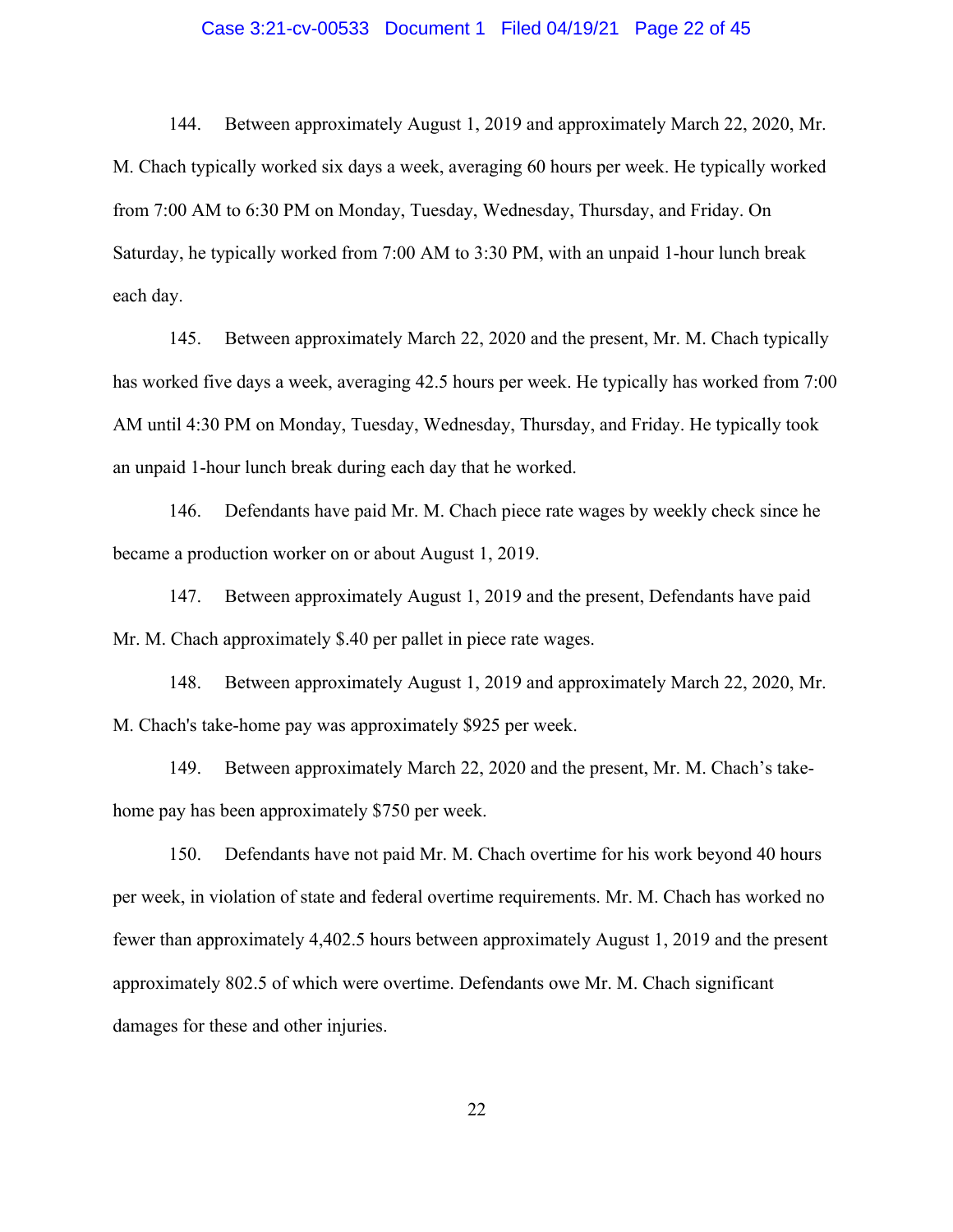144. Between approximately August 1, 2019 and approximately March 22, 2020, Mr. M. Chach typically worked six days a week, averaging 60 hours per week. He typically worked from 7:00 AM to 6:30 PM on Monday, Tuesday, Wednesday, Thursday, and Friday. On Saturday, he typically worked from 7:00 AM to 3:30 PM, with an unpaid 1-hour lunch break each day.

145. Between approximately March 22, 2020 and the present, Mr. M. Chach typically has worked five days a week, averaging 42.5 hours per week. He typically has worked from 7:00 AM until 4:30 PM on Monday, Tuesday, Wednesday, Thursday, and Friday. He typically took an unpaid 1-hour lunch break during each day that he worked.

146. Defendants have paid Mr. M. Chach piece rate wages by weekly check since he became a production worker on or about August 1, 2019.

147. Between approximately August 1, 2019 and the present, Defendants have paid Mr. M. Chach approximately $.40 per pallet in piece rate wages.

148. Between approximately August 1, 2019 and approximately March 22, 2020, Mr. M. Chach's take-home pay was approximately $925 per week.

149. Between approximately March 22, 2020 and the present, Mr. M. Chach's take-home pay has been approximately $750 per week.

150. Defendants have not paid Mr. M. Chach overtime for his work beyond 40 hours per week, in violation of state and federal overtime requirements. Mr. M. Chach has worked no fewer than approximately 4,402.5 hours between approximately August 1, 2019 and the present approximately 802.5 of which were overtime. Defendants owe Mr. M. Chach significant damages for these and other injuries.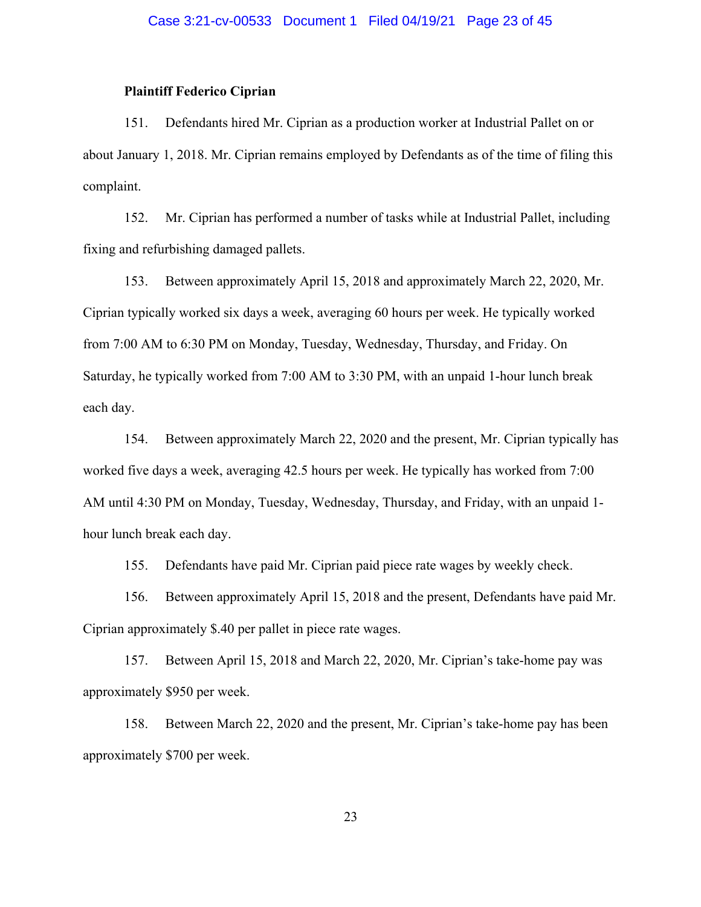**Plaintiff Federico Ciprian**

151. Defendants hired Mr. Ciprian as a production worker at Industrial Pallet on or about January 1, 2018. Mr. Ciprian remains employed by Defendants as of the time of filing this complaint.

152. Mr. Ciprian has performed a number of tasks while at Industrial Pallet, including fixing and refurbishing damaged pallets.

153. Between approximately April 15, 2018 and approximately March 22, 2020, Mr. Ciprian typically worked six days a week, averaging 60 hours per week. He typically worked from 7:00 AM to 6:30 PM on Monday, Tuesday, Wednesday, Thursday, and Friday. On Saturday, he typically worked from 7:00 AM to 3:30 PM, with an unpaid 1-hour lunch break each day.

154. Between approximately March 22, 2020 and the present, Mr. Ciprian typically has worked five days a week, averaging 42.5 hours per week. He typically has worked from 7:00 AM until 4:30 PM on Monday, Tuesday, Wednesday, Thursday, and Friday, with an unpaid 1-hour lunch break each day.

155. Defendants have paid Mr. Ciprian paid piece rate wages by weekly check.

156. Between approximately April 15, 2018 and the present, Defendants have paid Mr. Ciprian approximately $.40 per pallet in piece rate wages.

157. Between April 15, 2018 and March 22, 2020, Mr. Ciprian's take-home pay was approximately $950 per week.

158. Between March 22, 2020 and the present, Mr. Ciprian's take-home pay has been approximately $700 per week.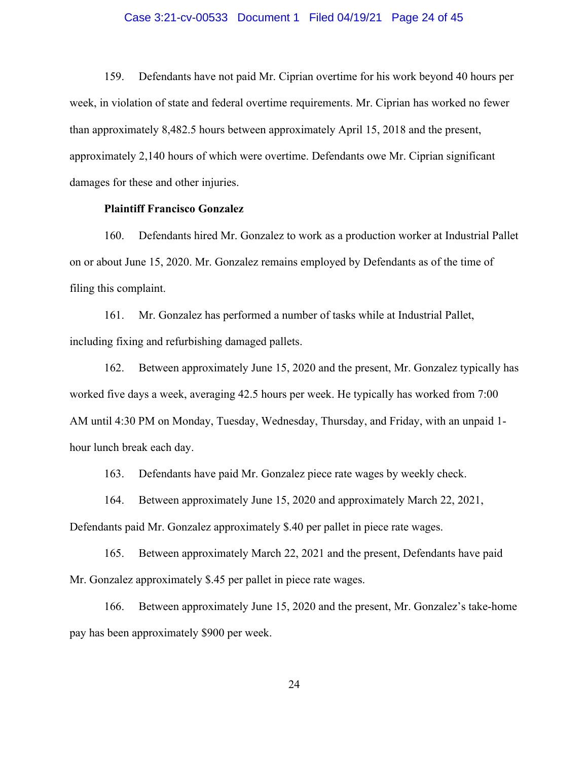159. Defendants have not paid Mr. Ciprian overtime for his work beyond 40 hours per week, in violation of state and federal overtime requirements. Mr. Ciprian has worked no fewer than approximately 8,482.5 hours between approximately April 15, 2018 and the present, approximately 2,140 hours of which were overtime. Defendants owe Mr. Ciprian significant damages for these and other injuries.

**Plaintiff Francisco Gonzalez**

160. Defendants hired Mr. Gonzalez to work as a production worker at Industrial Pallet on or about June 15, 2020. Mr. Gonzalez remains employed by Defendants as of the time of filing this complaint.

161. Mr. Gonzalez has performed a number of tasks while at Industrial Pallet, including fixing and refurbishing damaged pallets.

162. Between approximately June 15, 2020 and the present, Mr. Gonzalez typically has worked five days a week, averaging 42.5 hours per week. He typically has worked from 7:00 AM until 4:30 PM on Monday, Tuesday, Wednesday, Thursday, and Friday, with an unpaid 1-hour lunch break each day.

163. Defendants have paid Mr. Gonzalez piece rate wages by weekly check.

164. Between approximately June 15, 2020 and approximately March 22, 2021, Defendants paid Mr. Gonzalez approximately $.40 per pallet in piece rate wages.

165. Between approximately March 22, 2021 and the present, Defendants have paid Mr. Gonzalez approximately $.45 per pallet in piece rate wages.

166. Between approximately June 15, 2020 and the present, Mr. Gonzalez's take-home pay has been approximately $900 per week.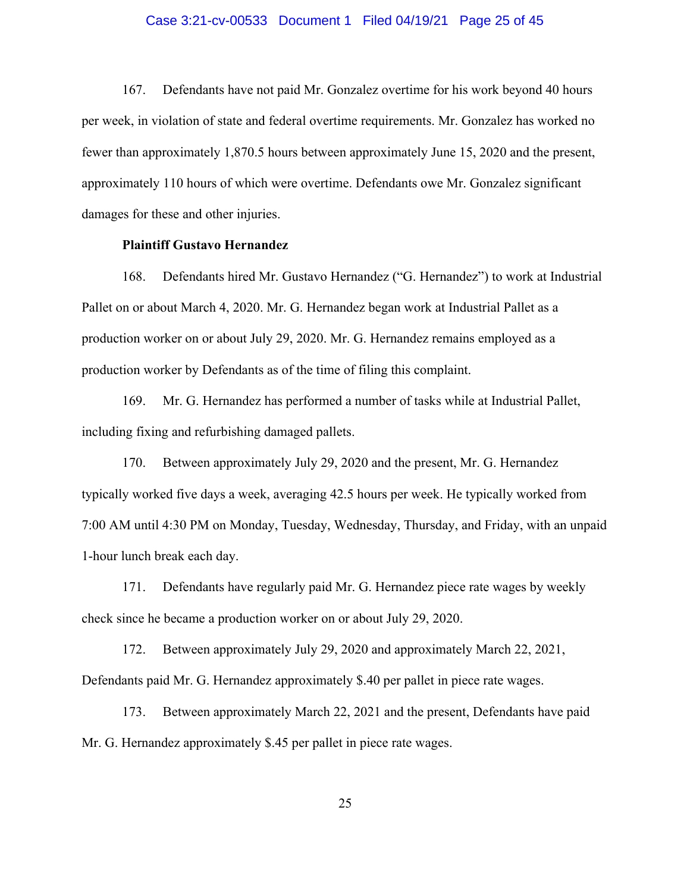167. Defendants have not paid Mr. Gonzalez overtime for his work beyond 40 hours per week, in violation of state and federal overtime requirements. Mr. Gonzalez has worked no fewer than approximately 1,870.5 hours between approximately June 15, 2020 and the present, approximately 110 hours of which were overtime. Defendants owe Mr. Gonzalez significant damages for these and other injuries.

**Plaintiff Gustavo Hernandez**

168. Defendants hired Mr. Gustavo Hernandez ("G. Hernandez") to work at Industrial Pallet on or about March 4, 2020. Mr. G. Hernandez began work at Industrial Pallet as a production worker on or about July 29, 2020. Mr. G. Hernandez remains employed as a production worker by Defendants as of the time of filing this complaint.

169. Mr. G. Hernandez has performed a number of tasks while at Industrial Pallet, including fixing and refurbishing damaged pallets.

170. Between approximately July 29, 2020 and the present, Mr. G. Hernandez typically worked five days a week, averaging 42.5 hours per week. He typically worked from 7:00 AM until 4:30 PM on Monday, Tuesday, Wednesday, Thursday, and Friday, with an unpaid 1-hour lunch break each day.

171. Defendants have regularly paid Mr. G. Hernandez piece rate wages by weekly check since he became a production worker on or about July 29, 2020.

172. Between approximately July 29, 2020 and approximately March 22, 2021, Defendants paid Mr. G. Hernandez approximately $.40 per pallet in piece rate wages.

173. Between approximately March 22, 2021 and the present, Defendants have paid Mr. G. Hernandez approximately $.45 per pallet in piece rate wages.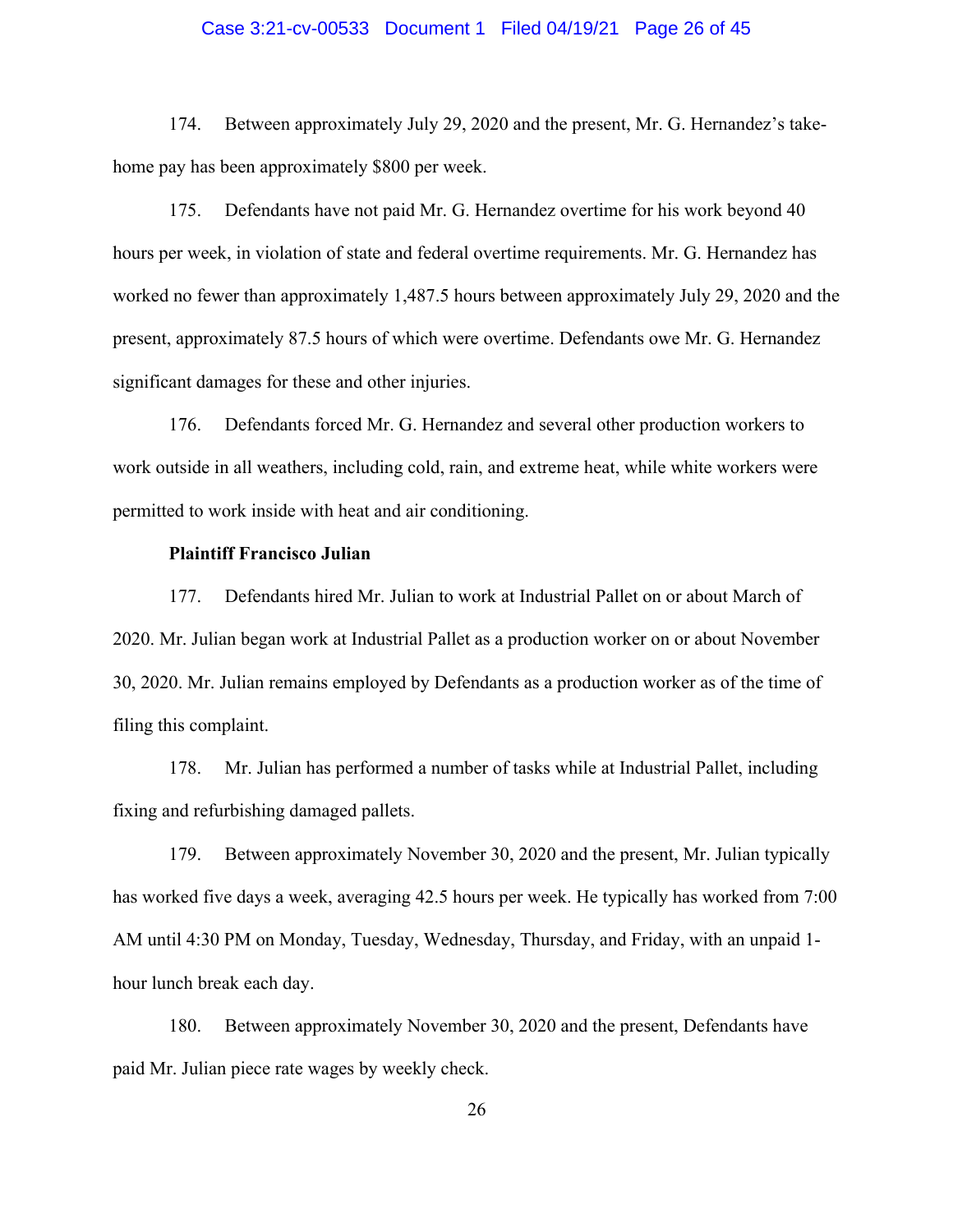174. Between approximately July 29, 2020 and the present, Mr. G. Hernandez's take-home pay has been approximately $800 per week.

175. Defendants have not paid Mr. G. Hernandez overtime for his work beyond 40 hours per week, in violation of state and federal overtime requirements. Mr. G. Hernandez has worked no fewer than approximately 1,487.5 hours between approximately July 29, 2020 and the present, approximately 87.5 hours of which were overtime. Defendants owe Mr. G. Hernandez significant damages for these and other injuries.

176. Defendants forced Mr. G. Hernandez and several other production workers to work outside in all weathers, including cold, rain, and extreme heat, while white workers were permitted to work inside with heat and air conditioning.

**Plaintiff Francisco Julian**

177. Defendants hired Mr. Julian to work at Industrial Pallet on or about March of 2020. Mr. Julian began work at Industrial Pallet as a production worker on or about November 30, 2020. Mr. Julian remains employed by Defendants as a production worker as of the time of filing this complaint.

178. Mr. Julian has performed a number of tasks while at Industrial Pallet, including fixing and refurbishing damaged pallets.

179. Between approximately November 30, 2020 and the present, Mr. Julian typically has worked five days a week, averaging 42.5 hours per week. He typically has worked from 7:00 AM until 4:30 PM on Monday, Tuesday, Wednesday, Thursday, and Friday, with an unpaid 1-hour lunch break each day.

180. Between approximately November 30, 2020 and the present, Defendants have paid Mr. Julian piece rate wages by weekly check.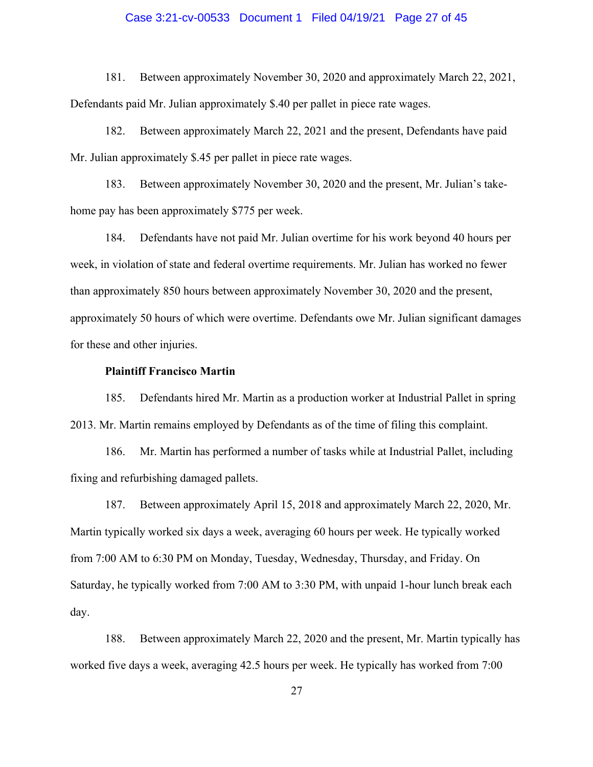181. Between approximately November 30, 2020 and approximately March 22, 2021, Defendants paid Mr. Julian approximately $.40 per pallet in piece rate wages.

182. Between approximately March 22, 2021 and the present, Defendants have paid Mr. Julian approximately $.45 per pallet in piece rate wages.

183. Between approximately November 30, 2020 and the present, Mr. Julian's take-home pay has been approximately $775 per week.

184. Defendants have not paid Mr. Julian overtime for his work beyond 40 hours per week, in violation of state and federal overtime requirements. Mr. Julian has worked no fewer than approximately 850 hours between approximately November 30, 2020 and the present, approximately 50 hours of which were overtime. Defendants owe Mr. Julian significant damages for these and other injuries.

**Plaintiff Francisco Martin**

185. Defendants hired Mr. Martin as a production worker at Industrial Pallet in spring 2013. Mr. Martin remains employed by Defendants as of the time of filing this complaint.

186. Mr. Martin has performed a number of tasks while at Industrial Pallet, including fixing and refurbishing damaged pallets.

187. Between approximately April 15, 2018 and approximately March 22, 2020, Mr. Martin typically worked six days a week, averaging 60 hours per week. He typically worked from 7:00 AM to 6:30 PM on Monday, Tuesday, Wednesday, Thursday, and Friday. On Saturday, he typically worked from 7:00 AM to 3:30 PM, with unpaid 1-hour lunch break each day.

188. Between approximately March 22, 2020 and the present, Mr. Martin typically has worked five days a week, averaging 42.5 hours per week. He typically has worked from 7:00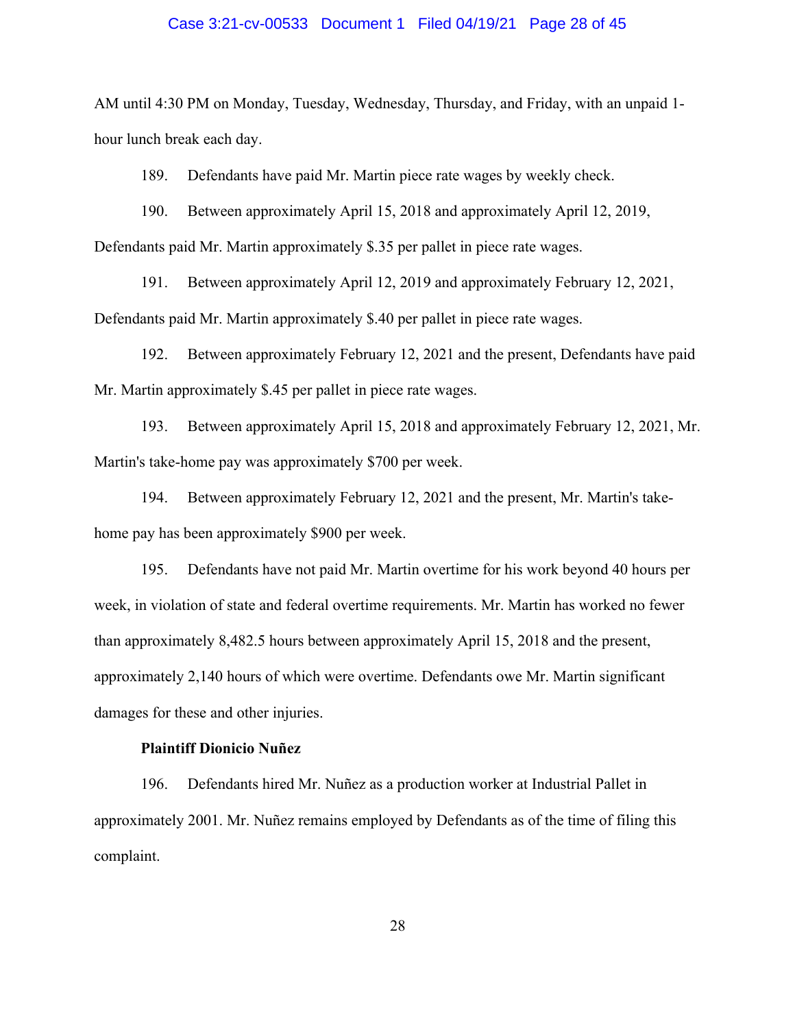AM until 4:30 PM on Monday, Tuesday, Wednesday, Thursday, and Friday, with an unpaid 1-hour lunch break each day.

189. Defendants have paid Mr. Martin piece rate wages by weekly check.

190. Between approximately April 15, 2018 and approximately April 12, 2019, Defendants paid Mr. Martin approximately $.35 per pallet in piece rate wages.

191. Between approximately April 12, 2019 and approximately February 12, 2021, Defendants paid Mr. Martin approximately $.40 per pallet in piece rate wages.

192. Between approximately February 12, 2021 and the present, Defendants have paid Mr. Martin approximately $.45 per pallet in piece rate wages.

193. Between approximately April 15, 2018 and approximately February 12, 2021, Mr. Martin's take-home pay was approximately $700 per week.

194. Between approximately February 12, 2021 and the present, Mr. Martin's take-home pay has been approximately $900 per week.

195. Defendants have not paid Mr. Martin overtime for his work beyond 40 hours per week, in violation of state and federal overtime requirements. Mr. Martin has worked no fewer than approximately 8,482.5 hours between approximately April 15, 2018 and the present, approximately 2,140 hours of which were overtime. Defendants owe Mr. Martin significant damages for these and other injuries.

**Plaintiff Dionicio Nuñez**

196. Defendants hired Mr. Nuñez as a production worker at Industrial Pallet in approximately 2001. Mr. Nuñez remains employed by Defendants as of the time of filing this complaint.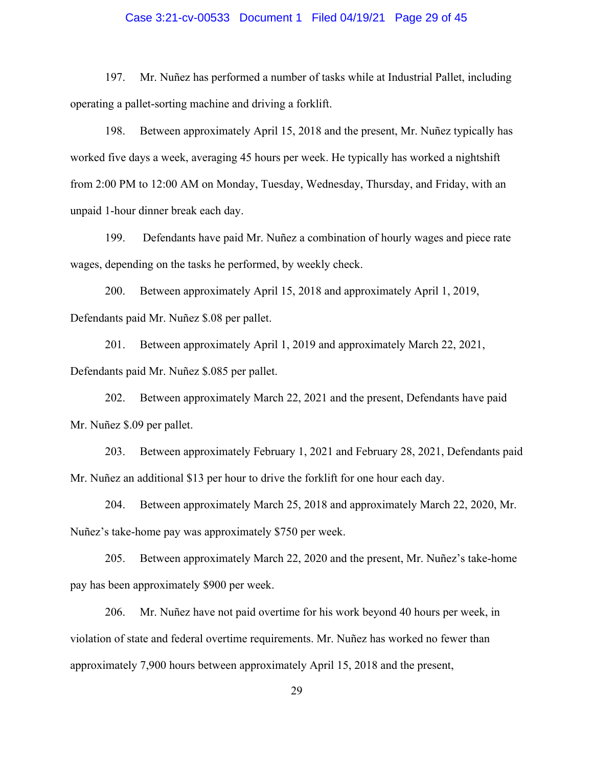197. Mr. Nuñez has performed a number of tasks while at Industrial Pallet, including operating a pallet-sorting machine and driving a forklift.

198. Between approximately April 15, 2018 and the present, Mr. Nuñez typically has worked five days a week, averaging 45 hours per week. He typically has worked a nightshift from 2:00 PM to 12:00 AM on Monday, Tuesday, Wednesday, Thursday, and Friday, with an unpaid 1-hour dinner break each day.

199. Defendants have paid Mr. Nuñez a combination of hourly wages and piece rate wages, depending on the tasks he performed, by weekly check.

200. Between approximately April 15, 2018 and approximately April 1, 2019, Defendants paid Mr. Nuñez $.08 per pallet.

201. Between approximately April 1, 2019 and approximately March 22, 2021, Defendants paid Mr. Nuñez $.085 per pallet.

202. Between approximately March 22, 2021 and the present, Defendants have paid Mr. Nuñez $.09 per pallet.

203. Between approximately February 1, 2021 and February 28, 2021, Defendants paid Mr. Nuñez an additional $13 per hour to drive the forklift for one hour each day.

204. Between approximately March 25, 2018 and approximately March 22, 2020, Mr. Nuñez's take-home pay was approximately $750 per week.

205. Between approximately March 22, 2020 and the present, Mr. Nuñez's take-home pay has been approximately $900 per week.

206. Mr. Nuñez have not paid overtime for his work beyond 40 hours per week, in violation of state and federal overtime requirements. Mr. Nuñez has worked no fewer than approximately 7,900 hours between approximately April 15, 2018 and the present,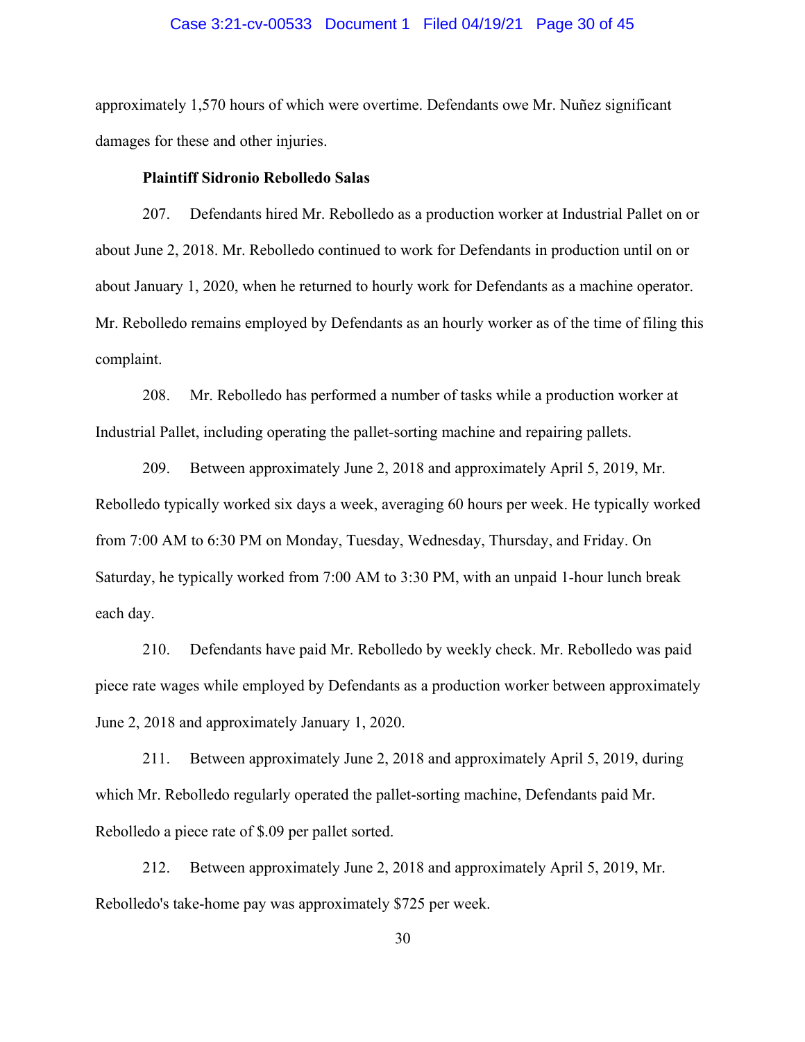approximately 1,570 hours of which were overtime. Defendants owe Mr. Nuñez significant damages for these and other injuries.

**Plaintiff Sidronio Rebolledo Salas**

207. Defendants hired Mr. Rebolledo as a production worker at Industrial Pallet on or about June 2, 2018. Mr. Rebolledo continued to work for Defendants in production until on or about January 1, 2020, when he returned to hourly work for Defendants as a machine operator. Mr. Rebolledo remains employed by Defendants as an hourly worker as of the time of filing this complaint.

208. Mr. Rebolledo has performed a number of tasks while a production worker at Industrial Pallet, including operating the pallet-sorting machine and repairing pallets.

209. Between approximately June 2, 2018 and approximately April 5, 2019, Mr. Rebolledo typically worked six days a week, averaging 60 hours per week. He typically worked from 7:00 AM to 6:30 PM on Monday, Tuesday, Wednesday, Thursday, and Friday. On Saturday, he typically worked from 7:00 AM to 3:30 PM, with an unpaid 1-hour lunch break each day.

210. Defendants have paid Mr. Rebolledo by weekly check. Mr. Rebolledo was paid piece rate wages while employed by Defendants as a production worker between approximately June 2, 2018 and approximately January 1, 2020.

211. Between approximately June 2, 2018 and approximately April 5, 2019, during which Mr. Rebolledo regularly operated the pallet-sorting machine, Defendants paid Mr. Rebolledo a piece rate of $.09 per pallet sorted.

212. Between approximately June 2, 2018 and approximately April 5, 2019, Mr. Rebolledo's take-home pay was approximately $725 per week.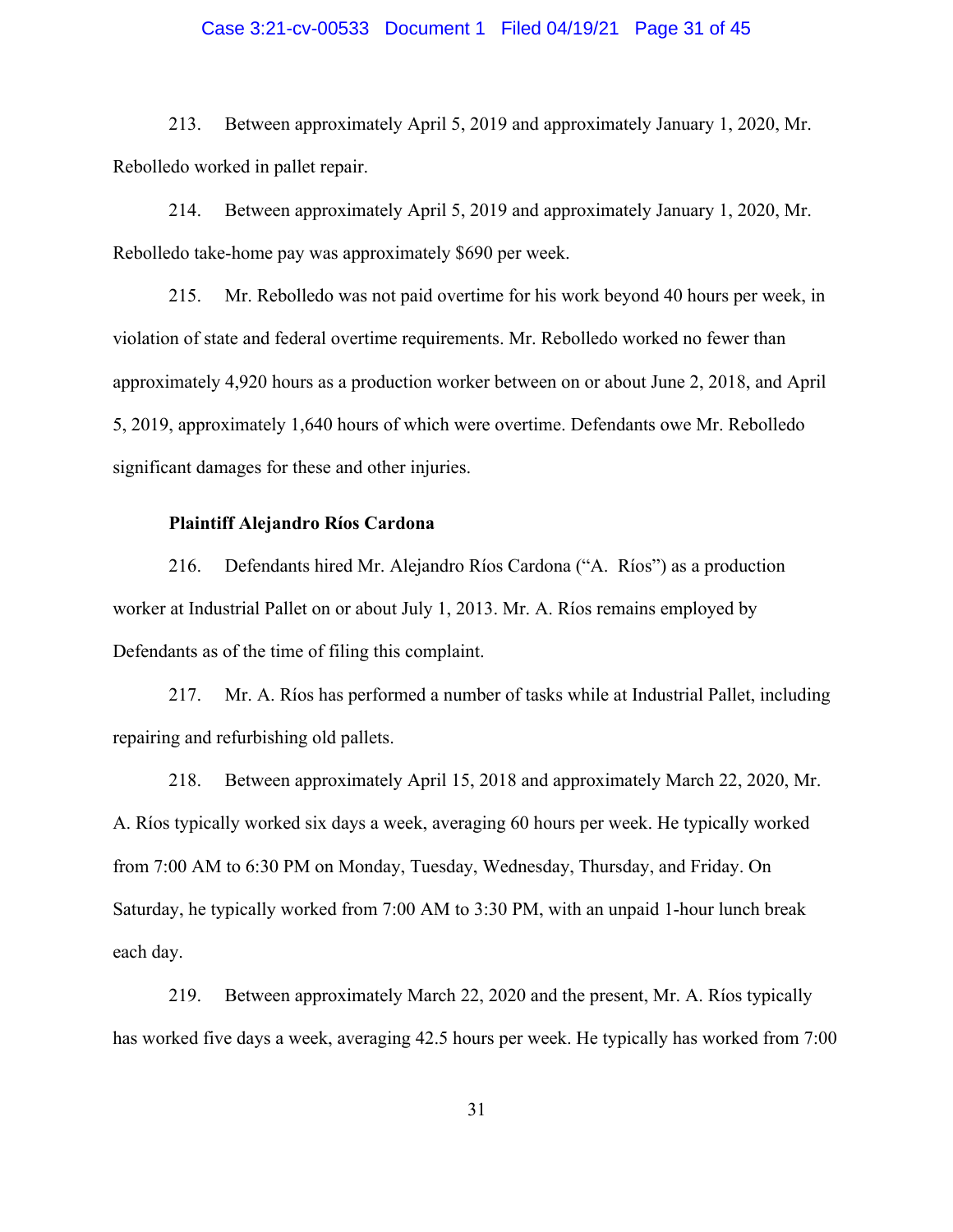213. Between approximately April 5, 2019 and approximately January 1, 2020, Mr. Rebolledo worked in pallet repair.

214. Between approximately April 5, 2019 and approximately January 1, 2020, Mr. Rebolledo take-home pay was approximately $690 per week.

215. Mr. Rebolledo was not paid overtime for his work beyond 40 hours per week, in violation of state and federal overtime requirements. Mr. Rebolledo worked no fewer than approximately 4,920 hours as a production worker between on or about June 2, 2018, and April 5, 2019, approximately 1,640 hours of which were overtime. Defendants owe Mr. Rebolledo significant damages for these and other injuries.

**Plaintiff Alejandro Ríos Cardona**

216. Defendants hired Mr. Alejandro Ríos Cardona ("A. Ríos") as a production worker at Industrial Pallet on or about July 1, 2013. Mr. A. Ríos remains employed by Defendants as of the time of filing this complaint.

217. Mr. A. Ríos has performed a number of tasks while at Industrial Pallet, including repairing and refurbishing old pallets.

218. Between approximately April 15, 2018 and approximately March 22, 2020, Mr. A. Ríos typically worked six days a week, averaging 60 hours per week. He typically worked from 7:00 AM to 6:30 PM on Monday, Tuesday, Wednesday, Thursday, and Friday. On Saturday, he typically worked from 7:00 AM to 3:30 PM, with an unpaid 1-hour lunch break each day.

219. Between approximately March 22, 2020 and the present, Mr. A. Ríos typically has worked five days a week, averaging 42.5 hours per week. He typically has worked from 7:00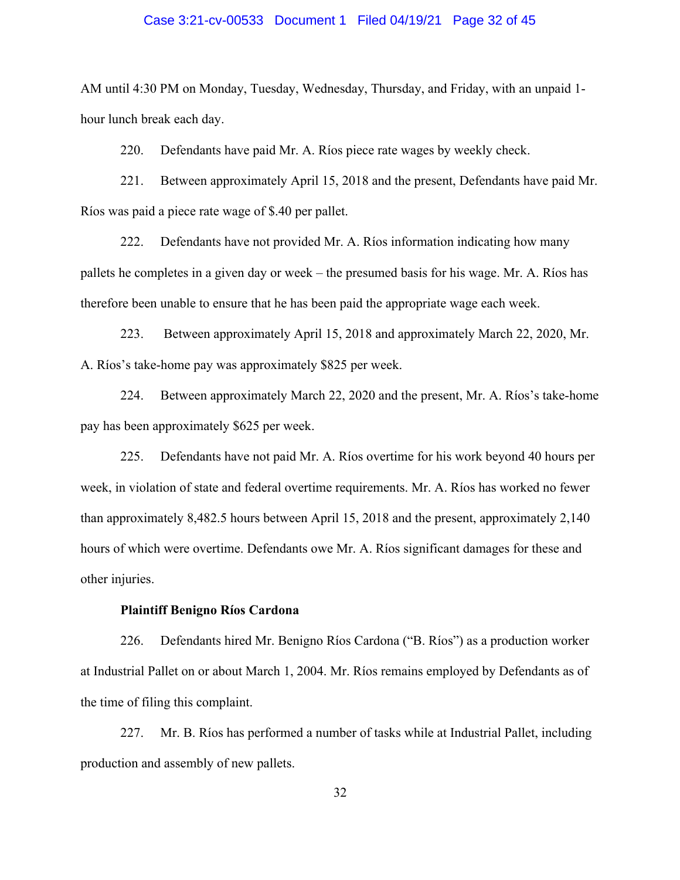AM until 4:30 PM on Monday, Tuesday, Wednesday, Thursday, and Friday, with an unpaid 1-hour lunch break each day.

220. Defendants have paid Mr. A. Ríos piece rate wages by weekly check.

221. Between approximately April 15, 2018 and the present, Defendants have paid Mr. Ríos was paid a piece rate wage of $.40 per pallet.

222. Defendants have not provided Mr. A. Ríos information indicating how many pallets he completes in a given day or week – the presumed basis for his wage. Mr. A. Ríos has therefore been unable to ensure that he has been paid the appropriate wage each week.

223. Between approximately April 15, 2018 and approximately March 22, 2020, Mr. A. Ríos's take-home pay was approximately $825 per week.

224. Between approximately March 22, 2020 and the present, Mr. A. Ríos's take-home pay has been approximately $625 per week.

225. Defendants have not paid Mr. A. Ríos overtime for his work beyond 40 hours per week, in violation of state and federal overtime requirements. Mr. A. Ríos has worked no fewer than approximately 8,482.5 hours between April 15, 2018 and the present, approximately 2,140 hours of which were overtime. Defendants owe Mr. A. Ríos significant damages for these and other injuries.

**Plaintiff Benigno Ríos Cardona**

226. Defendants hired Mr. Benigno Ríos Cardona ("B. Ríos") as a production worker at Industrial Pallet on or about March 1, 2004. Mr. Ríos remains employed by Defendants as of the time of filing this complaint.

227. Mr. B. Ríos has performed a number of tasks while at Industrial Pallet, including production and assembly of new pallets.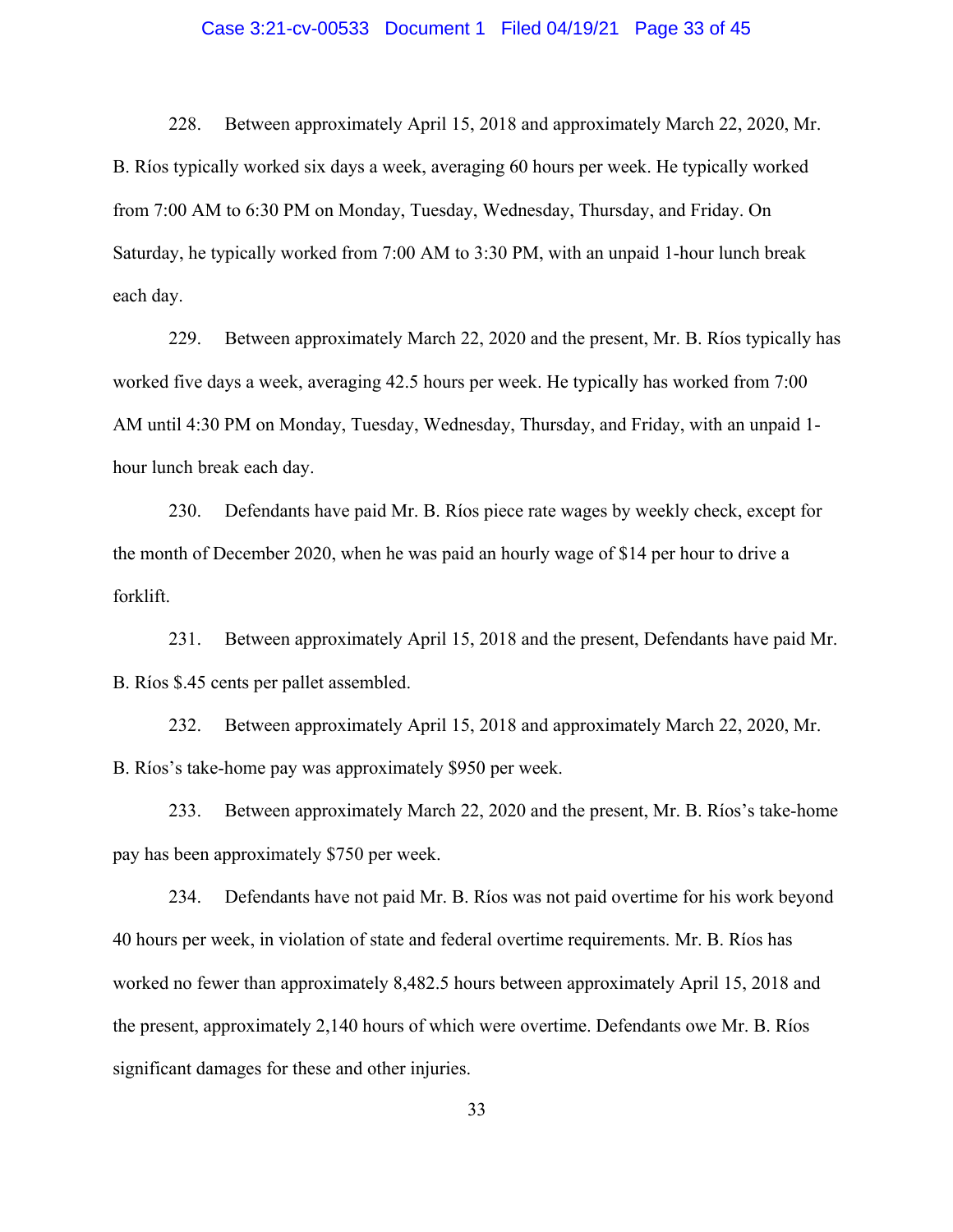228. Between approximately April 15, 2018 and approximately March 22, 2020, Mr. B. Ríos typically worked six days a week, averaging 60 hours per week. He typically worked from 7:00 AM to 6:30 PM on Monday, Tuesday, Wednesday, Thursday, and Friday. On Saturday, he typically worked from 7:00 AM to 3:30 PM, with an unpaid 1-hour lunch break each day.

229. Between approximately March 22, 2020 and the present, Mr. B. Ríos typically has worked five days a week, averaging 42.5 hours per week. He typically has worked from 7:00 AM until 4:30 PM on Monday, Tuesday, Wednesday, Thursday, and Friday, with an unpaid 1-hour lunch break each day.

230. Defendants have paid Mr. B. Ríos piece rate wages by weekly check, except for the month of December 2020, when he was paid an hourly wage of $14 per hour to drive a forklift.

231. Between approximately April 15, 2018 and the present, Defendants have paid Mr. B. Ríos $.45 cents per pallet assembled.

232. Between approximately April 15, 2018 and approximately March 22, 2020, Mr. B. Ríos's take-home pay was approximately $950 per week.

233. Between approximately March 22, 2020 and the present, Mr. B. Ríos's take-home pay has been approximately $750 per week.

234. Defendants have not paid Mr. B. Ríos was not paid overtime for his work beyond 40 hours per week, in violation of state and federal overtime requirements. Mr. B. Ríos has worked no fewer than approximately 8,482.5 hours between approximately April 15, 2018 and the present, approximately 2,140 hours of which were overtime. Defendants owe Mr. B. Ríos significant damages for these and other injuries.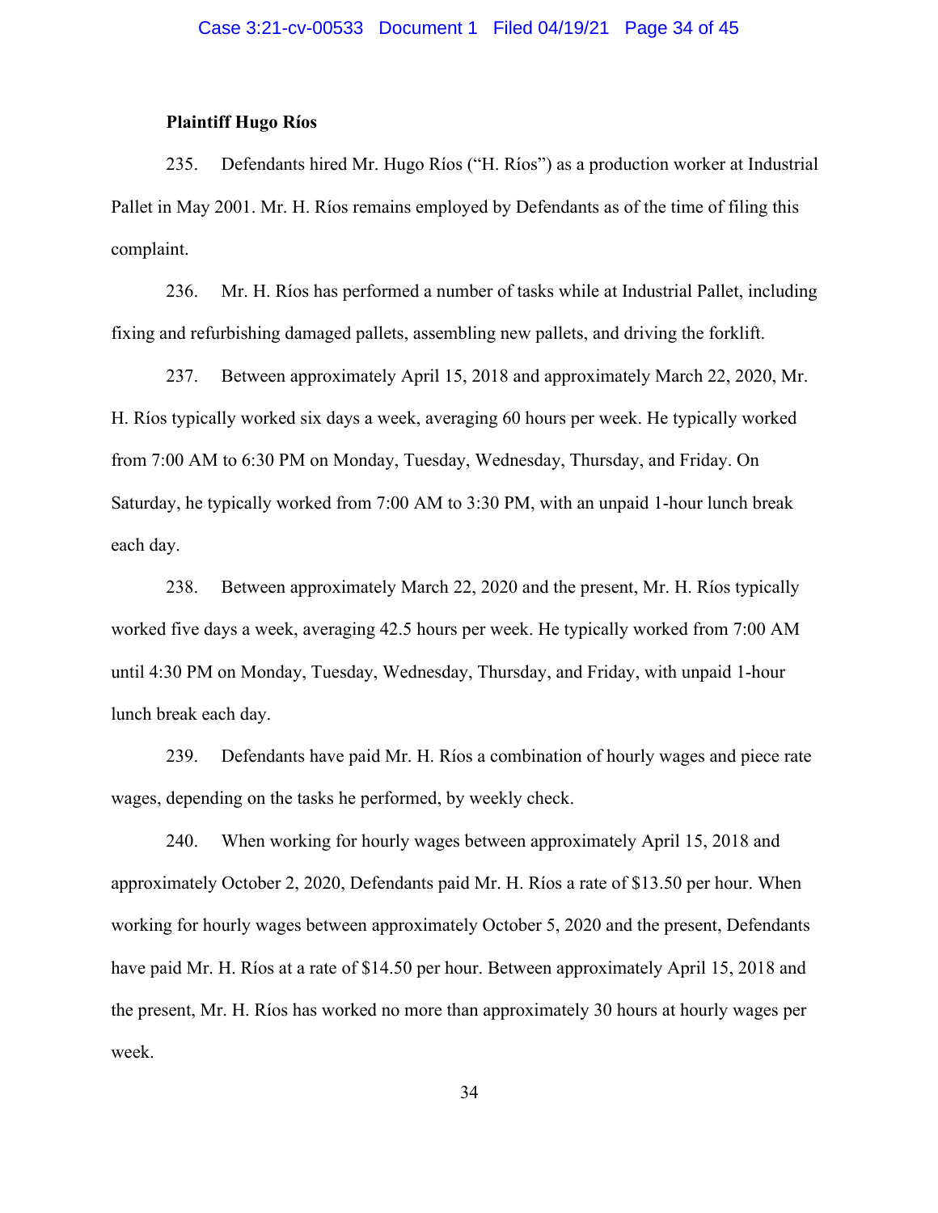**Plaintiff Hugo Ríos**

235. Defendants hired Mr. Hugo Ríos ("H. Ríos") as a production worker at Industrial Pallet in May 2001. Mr. H. Ríos remains employed by Defendants as of the time of filing this complaint.

236. Mr. H. Ríos has performed a number of tasks while at Industrial Pallet, including fixing and refurbishing damaged pallets, assembling new pallets, and driving the forklift.

237. Between approximately April 15, 2018 and approximately March 22, 2020, Mr. H. Ríos typically worked six days a week, averaging 60 hours per week. He typically worked from 7:00 AM to 6:30 PM on Monday, Tuesday, Wednesday, Thursday, and Friday. On Saturday, he typically worked from 7:00 AM to 3:30 PM, with an unpaid 1-hour lunch break each day.

238. Between approximately March 22, 2020 and the present, Mr. H. Ríos typically worked five days a week, averaging 42.5 hours per week. He typically worked from 7:00 AM until 4:30 PM on Monday, Tuesday, Wednesday, Thursday, and Friday, with unpaid 1-hour lunch break each day.

239. Defendants have paid Mr. H. Ríos a combination of hourly wages and piece rate wages, depending on the tasks he performed, by weekly check.

240. When working for hourly wages between approximately April 15, 2018 and approximately October 2, 2020, Defendants paid Mr. H. Ríos a rate of $13.50 per hour. When working for hourly wages between approximately October 5, 2020 and the present, Defendants have paid Mr. H. Ríos at a rate of $14.50 per hour. Between approximately April 15, 2018 and the present, Mr. H. Ríos has worked no more than approximately 30 hours at hourly wages per week.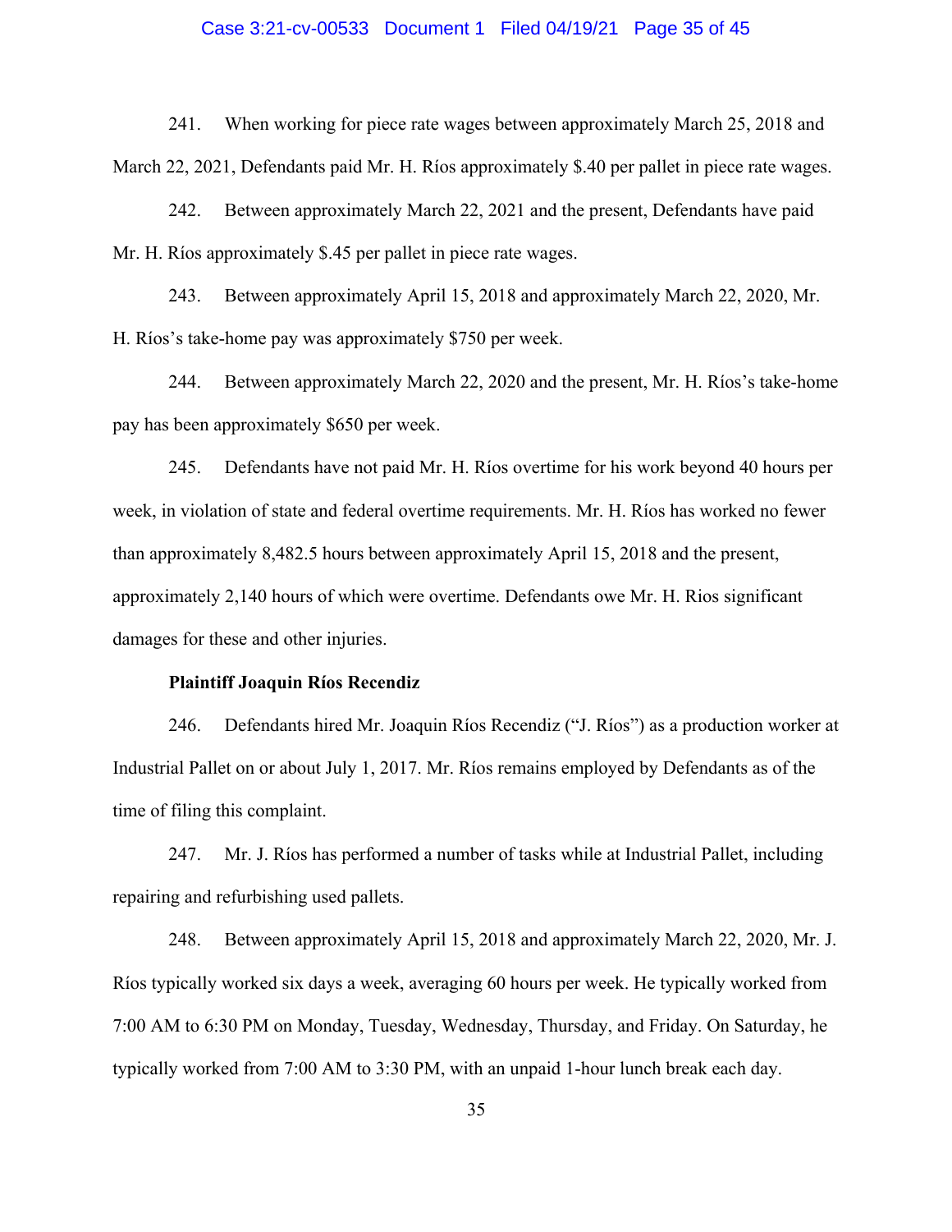241. When working for piece rate wages between approximately March 25, 2018 and March 22, 2021, Defendants paid Mr. H. Ríos approximately $.40 per pallet in piece rate wages.

242. Between approximately March 22, 2021 and the present, Defendants have paid Mr. H. Ríos approximately $.45 per pallet in piece rate wages.

243. Between approximately April 15, 2018 and approximately March 22, 2020, Mr. H. Ríos's take-home pay was approximately $750 per week.

244. Between approximately March 22, 2020 and the present, Mr. H. Ríos's take-home pay has been approximately $650 per week.

245. Defendants have not paid Mr. H. Ríos overtime for his work beyond 40 hours per week, in violation of state and federal overtime requirements. Mr. H. Ríos has worked no fewer than approximately 8,482.5 hours between approximately April 15, 2018 and the present, approximately 2,140 hours of which were overtime. Defendants owe Mr. H. Rios significant damages for these and other injuries.

**Plaintiff Joaquin Ríos Recendiz**

246. Defendants hired Mr. Joaquin Ríos Recendiz ("J. Ríos") as a production worker at Industrial Pallet on or about July 1, 2017. Mr. Ríos remains employed by Defendants as of the time of filing this complaint.

247. Mr. J. Ríos has performed a number of tasks while at Industrial Pallet, including repairing and refurbishing used pallets.

248. Between approximately April 15, 2018 and approximately March 22, 2020, Mr. J. Ríos typically worked six days a week, averaging 60 hours per week. He typically worked from 7:00 AM to 6:30 PM on Monday, Tuesday, Wednesday, Thursday, and Friday. On Saturday, he typically worked from 7:00 AM to 3:30 PM, with an unpaid 1-hour lunch break each day.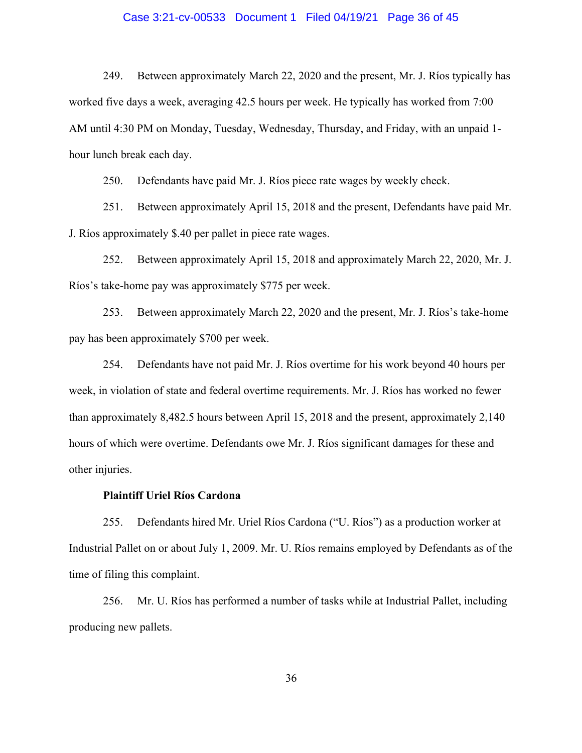249. Between approximately March 22, 2020 and the present, Mr. J. Ríos typically has worked five days a week, averaging 42.5 hours per week. He typically has worked from 7:00 AM until 4:30 PM on Monday, Tuesday, Wednesday, Thursday, and Friday, with an unpaid 1-hour lunch break each day.

250. Defendants have paid Mr. J. Ríos piece rate wages by weekly check.

251. Between approximately April 15, 2018 and the present, Defendants have paid Mr. J. Ríos approximately $.40 per pallet in piece rate wages.

252. Between approximately April 15, 2018 and approximately March 22, 2020, Mr. J. Ríos's take-home pay was approximately $775 per week.

253. Between approximately March 22, 2020 and the present, Mr. J. Ríos's take-home pay has been approximately $700 per week.

254. Defendants have not paid Mr. J. Ríos overtime for his work beyond 40 hours per week, in violation of state and federal overtime requirements. Mr. J. Ríos has worked no fewer than approximately 8,482.5 hours between April 15, 2018 and the present, approximately 2,140 hours of which were overtime. Defendants owe Mr. J. Ríos significant damages for these and other injuries.

**Plaintiff Uriel Ríos Cardona**

255. Defendants hired Mr. Uriel Ríos Cardona ("U. Ríos") as a production worker at Industrial Pallet on or about July 1, 2009. Mr. U. Ríos remains employed by Defendants as of the time of filing this complaint.

256. Mr. U. Ríos has performed a number of tasks while at Industrial Pallet, including producing new pallets.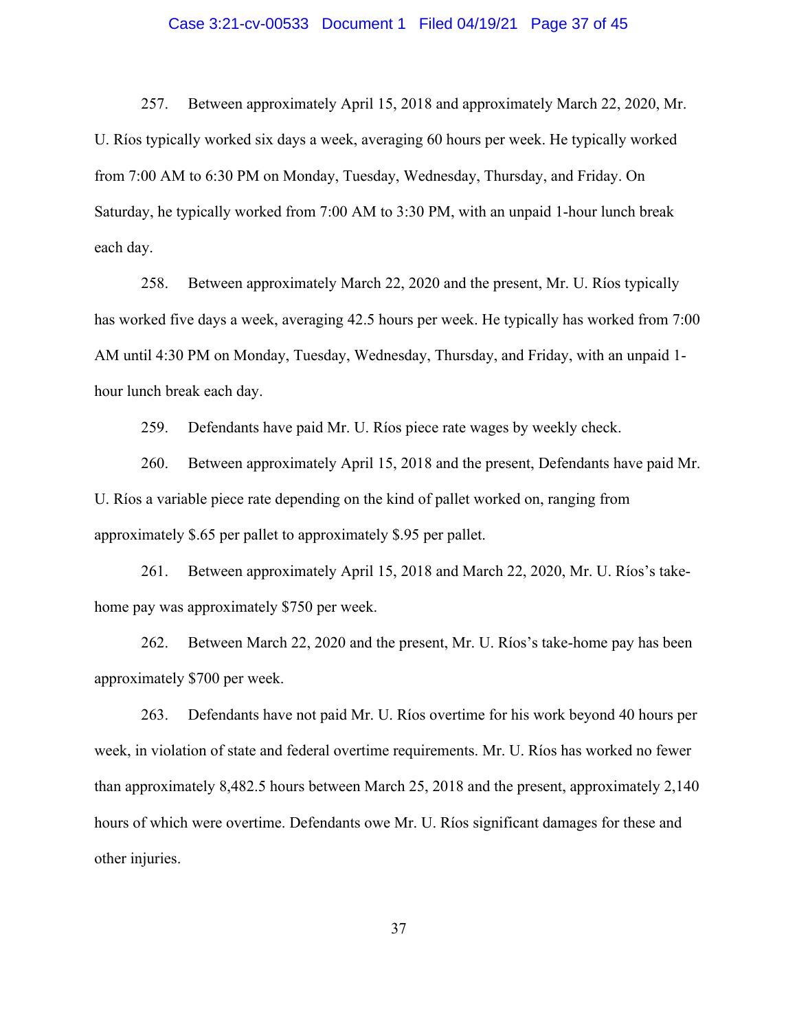257. Between approximately April 15, 2018 and approximately March 22, 2020, Mr. U. Ríos typically worked six days a week, averaging 60 hours per week. He typically worked from 7:00 AM to 6:30 PM on Monday, Tuesday, Wednesday, Thursday, and Friday. On Saturday, he typically worked from 7:00 AM to 3:30 PM, with an unpaid 1-hour lunch break each day.

258. Between approximately March 22, 2020 and the present, Mr. U. Ríos typically has worked five days a week, averaging 42.5 hours per week. He typically has worked from 7:00 AM until 4:30 PM on Monday, Tuesday, Wednesday, Thursday, and Friday, with an unpaid 1-hour lunch break each day.

259. Defendants have paid Mr. U. Ríos piece rate wages by weekly check.

260. Between approximately April 15, 2018 and the present, Defendants have paid Mr. U. Ríos a variable piece rate depending on the kind of pallet worked on, ranging from approximately $.65 per pallet to approximately $.95 per pallet.

261. Between approximately April 15, 2018 and March 22, 2020, Mr. U. Ríos's take-home pay was approximately $750 per week.

262. Between March 22, 2020 and the present, Mr. U. Ríos's take-home pay has been approximately $700 per week.

263. Defendants have not paid Mr. U. Ríos overtime for his work beyond 40 hours per week, in violation of state and federal overtime requirements. Mr. U. Ríos has worked no fewer than approximately 8,482.5 hours between March 25, 2018 and the present, approximately 2,140 hours of which were overtime. Defendants owe Mr. U. Ríos significant damages for these and other injuries.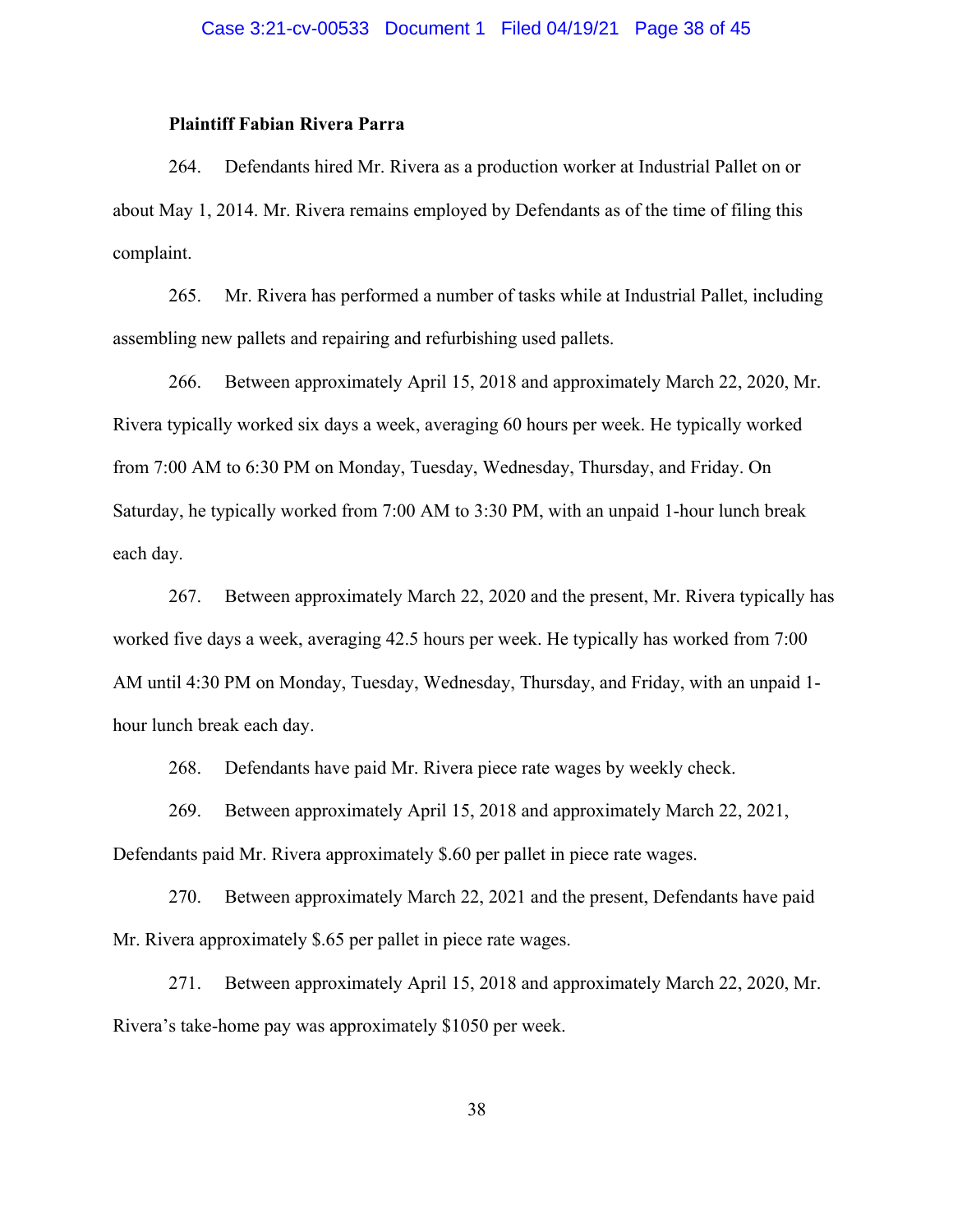**Plaintiff Fabian Rivera Parra**

264. Defendants hired Mr. Rivera as a production worker at Industrial Pallet on or about May 1, 2014. Mr. Rivera remains employed by Defendants as of the time of filing this complaint.

265. Mr. Rivera has performed a number of tasks while at Industrial Pallet, including assembling new pallets and repairing and refurbishing used pallets.

266. Between approximately April 15, 2018 and approximately March 22, 2020, Mr. Rivera typically worked six days a week, averaging 60 hours per week. He typically worked from 7:00 AM to 6:30 PM on Monday, Tuesday, Wednesday, Thursday, and Friday. On Saturday, he typically worked from 7:00 AM to 3:30 PM, with an unpaid 1-hour lunch break each day.

267. Between approximately March 22, 2020 and the present, Mr. Rivera typically has worked five days a week, averaging 42.5 hours per week. He typically has worked from 7:00 AM until 4:30 PM on Monday, Tuesday, Wednesday, Thursday, and Friday, with an unpaid 1-hour lunch break each day.

268. Defendants have paid Mr. Rivera piece rate wages by weekly check.

269. Between approximately April 15, 2018 and approximately March 22, 2021, Defendants paid Mr. Rivera approximately $.60 per pallet in piece rate wages.

270. Between approximately March 22, 2021 and the present, Defendants have paid Mr. Rivera approximately $.65 per pallet in piece rate wages.

271. Between approximately April 15, 2018 and approximately March 22, 2020, Mr. Rivera's take-home pay was approximately $1050 per week.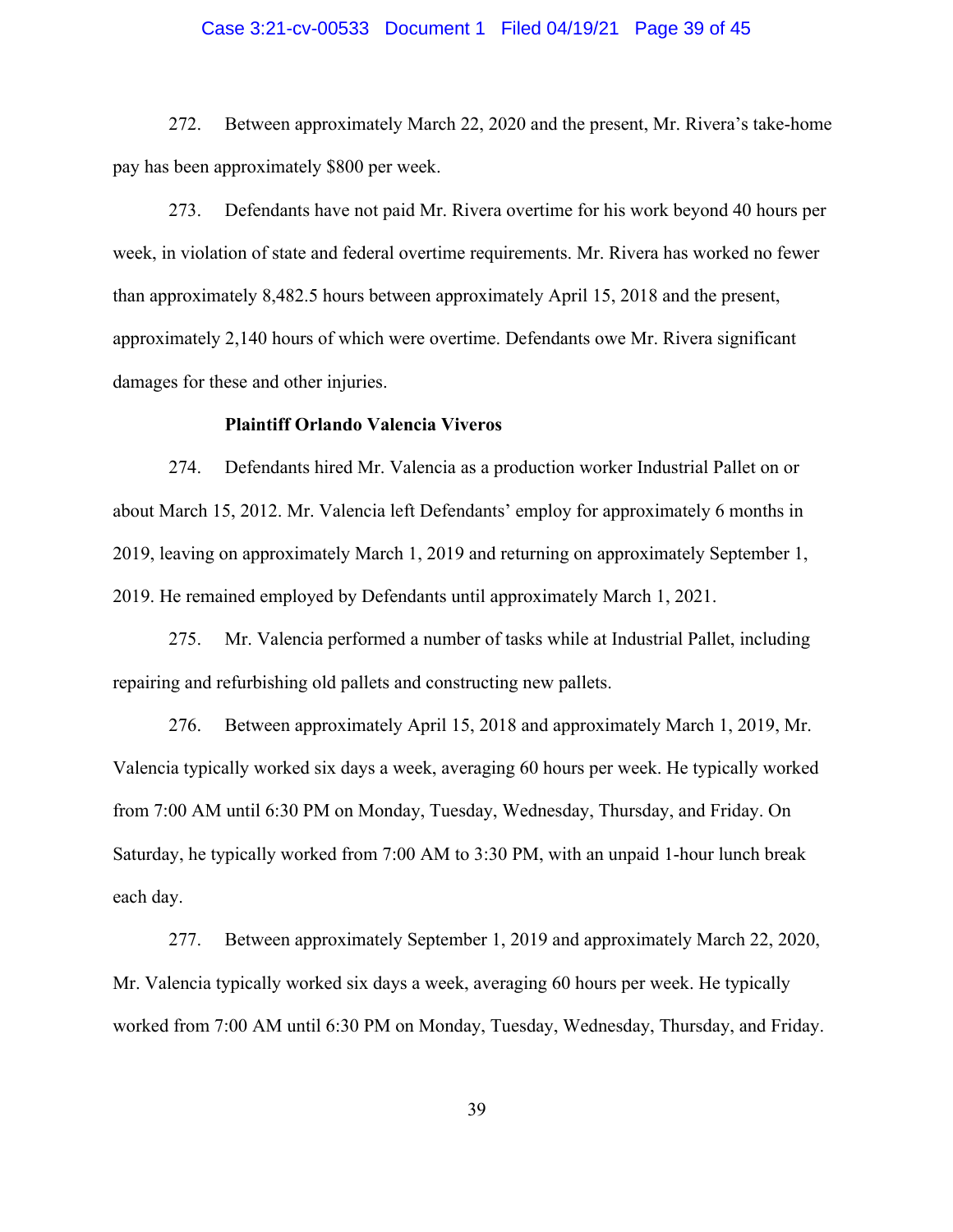272. Between approximately March 22, 2020 and the present, Mr. Rivera's take-home pay has been approximately $800 per week.

273. Defendants have not paid Mr. Rivera overtime for his work beyond 40 hours per week, in violation of state and federal overtime requirements. Mr. Rivera has worked no fewer than approximately 8,482.5 hours between approximately April 15, 2018 and the present, approximately 2,140 hours of which were overtime. Defendants owe Mr. Rivera significant damages for these and other injuries.

**Plaintiff Orlando Valencia Viveros**

274. Defendants hired Mr. Valencia as a production worker Industrial Pallet on or about March 15, 2012. Mr. Valencia left Defendants' employ for approximately 6 months in 2019, leaving on approximately March 1, 2019 and returning on approximately September 1, 2019. He remained employed by Defendants until approximately March 1, 2021.

275. Mr. Valencia performed a number of tasks while at Industrial Pallet, including repairing and refurbishing old pallets and constructing new pallets.

276. Between approximately April 15, 2018 and approximately March 1, 2019, Mr. Valencia typically worked six days a week, averaging 60 hours per week. He typically worked from 7:00 AM until 6:30 PM on Monday, Tuesday, Wednesday, Thursday, and Friday. On Saturday, he typically worked from 7:00 AM to 3:30 PM, with an unpaid 1-hour lunch break each day.

277. Between approximately September 1, 2019 and approximately March 22, 2020, Mr. Valencia typically worked six days a week, averaging 60 hours per week. He typically worked from 7:00 AM until 6:30 PM on Monday, Tuesday, Wednesday, Thursday, and Friday.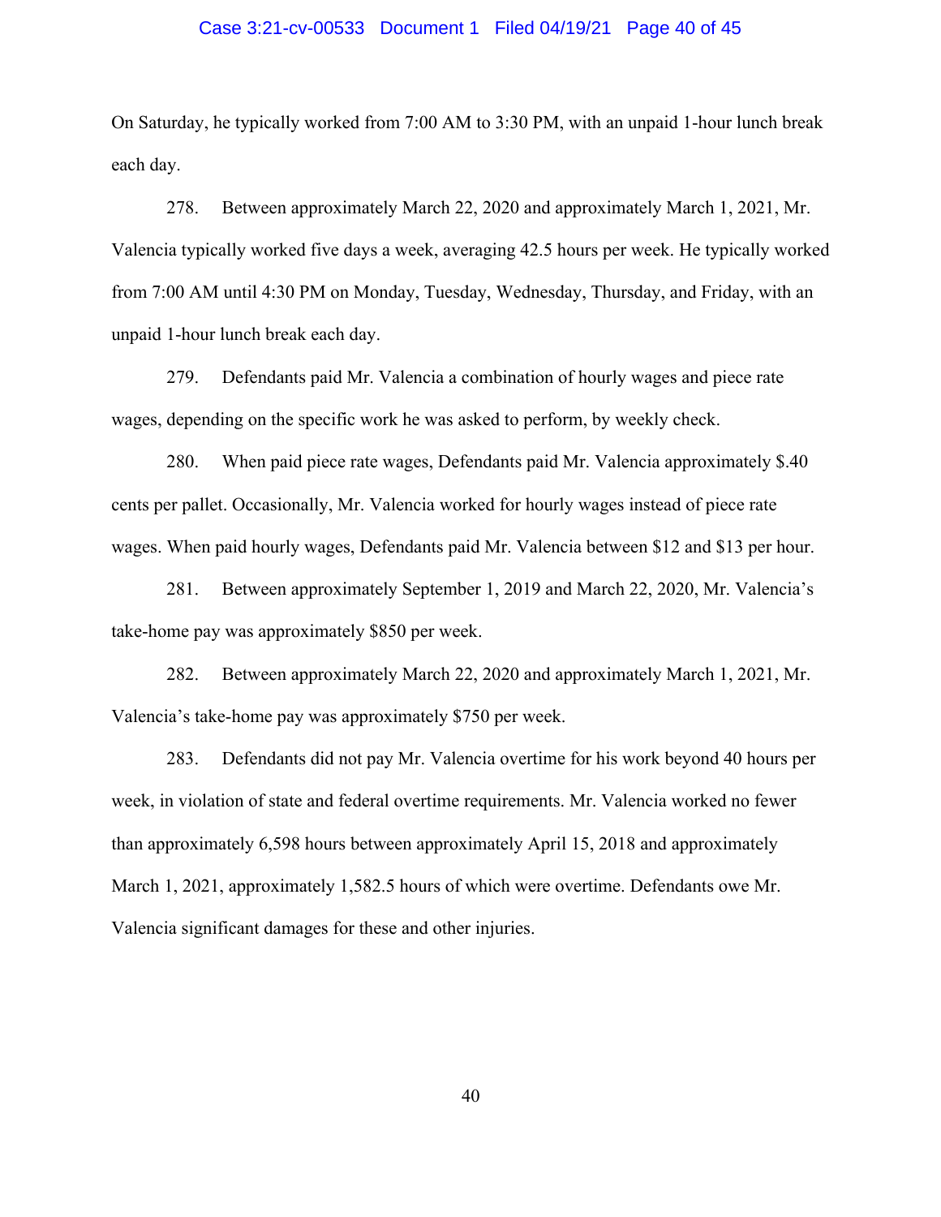On Saturday, he typically worked from 7:00 AM to 3:30 PM, with an unpaid 1-hour lunch break each day.

278. Between approximately March 22, 2020 and approximately March 1, 2021, Mr. Valencia typically worked five days a week, averaging 42.5 hours per week. He typically worked from 7:00 AM until 4:30 PM on Monday, Tuesday, Wednesday, Thursday, and Friday, with an unpaid 1-hour lunch break each day.

279. Defendants paid Mr. Valencia a combination of hourly wages and piece rate wages, depending on the specific work he was asked to perform, by weekly check.

280. When paid piece rate wages, Defendants paid Mr. Valencia approximately $.40 cents per pallet. Occasionally, Mr. Valencia worked for hourly wages instead of piece rate wages. When paid hourly wages, Defendants paid Mr. Valencia between $12 and $13 per hour.

281. Between approximately September 1, 2019 and March 22, 2020, Mr. Valencia's take-home pay was approximately $850 per week.

282. Between approximately March 22, 2020 and approximately March 1, 2021, Mr. Valencia's take-home pay was approximately $750 per week.

283. Defendants did not pay Mr. Valencia overtime for his work beyond 40 hours per week, in violation of state and federal overtime requirements. Mr. Valencia worked no fewer than approximately 6,598 hours between approximately April 15, 2018 and approximately March 1, 2021, approximately 1,582.5 hours of which were overtime. Defendants owe Mr. Valencia significant damages for these and other injuries.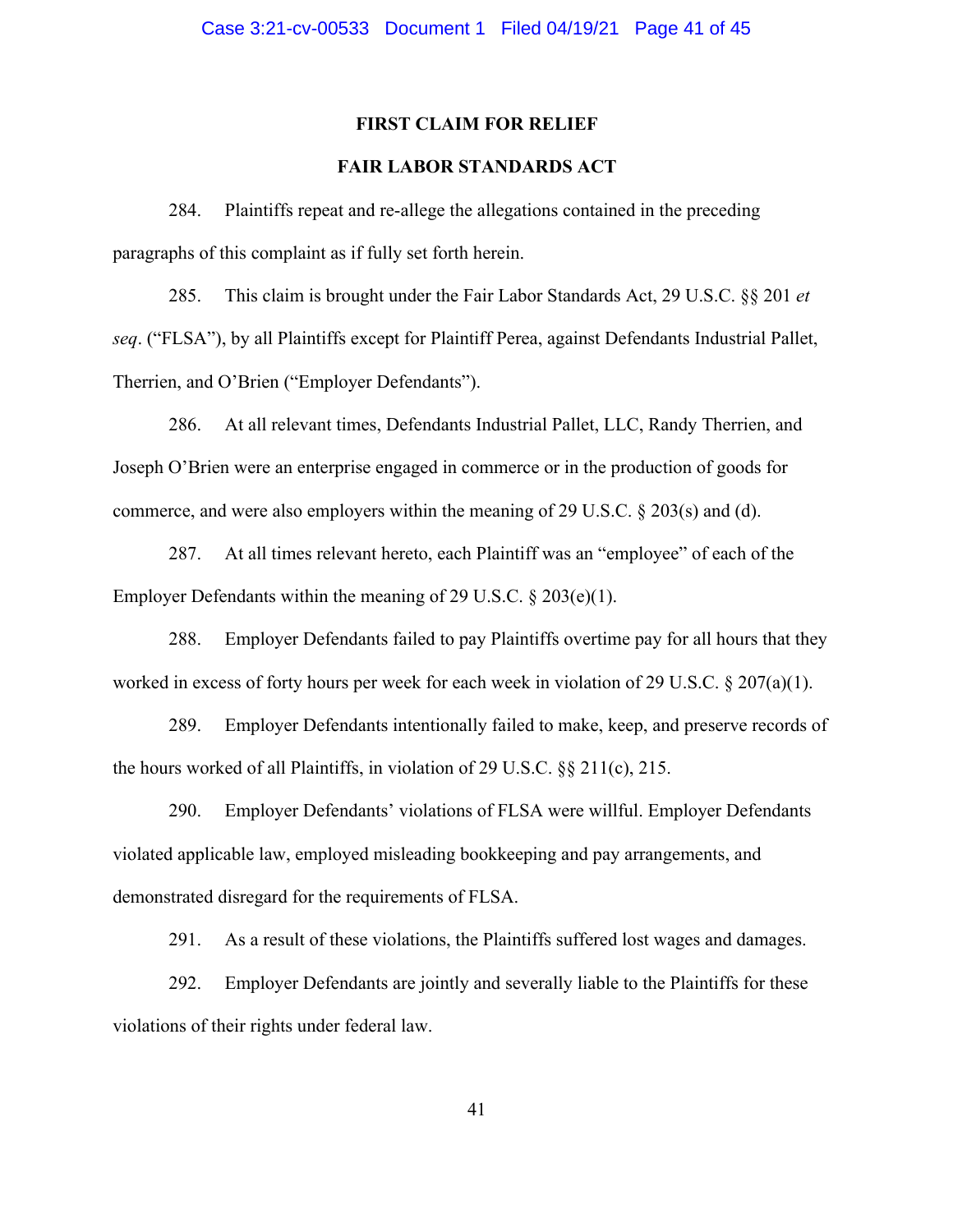## FIRST CLAIM FOR RELIEF

## FAIR LABOR STANDARDS ACT

284. Plaintiffs repeat and re-allege the allegations contained in the preceding paragraphs of this complaint as if fully set forth herein.

285. This claim is brought under the Fair Labor Standards Act, 29 U.S.C. §§ 201 *et seq*. ("FLSA"), by all Plaintiffs except for Plaintiff Perea, against Defendants Industrial Pallet, Therrien, and O'Brien ("Employer Defendants").

286. At all relevant times, Defendants Industrial Pallet, LLC, Randy Therrien, and Joseph O'Brien were an enterprise engaged in commerce or in the production of goods for commerce, and were also employers within the meaning of 29 U.S.C. § 203(s) and (d).

287. At all times relevant hereto, each Plaintiff was an "employee" of each of the Employer Defendants within the meaning of 29 U.S.C. § 203(e)(1).

288. Employer Defendants failed to pay Plaintiffs overtime pay for all hours that they worked in excess of forty hours per week for each week in violation of 29 U.S.C. § 207(a)(1).

289. Employer Defendants intentionally failed to make, keep, and preserve records of the hours worked of all Plaintiffs, in violation of 29 U.S.C. §§ 211(c), 215.

290. Employer Defendants' violations of FLSA were willful. Employer Defendants violated applicable law, employed misleading bookkeeping and pay arrangements, and demonstrated disregard for the requirements of FLSA.

291. As a result of these violations, the Plaintiffs suffered lost wages and damages.

292. Employer Defendants are jointly and severally liable to the Plaintiffs for these violations of their rights under federal law.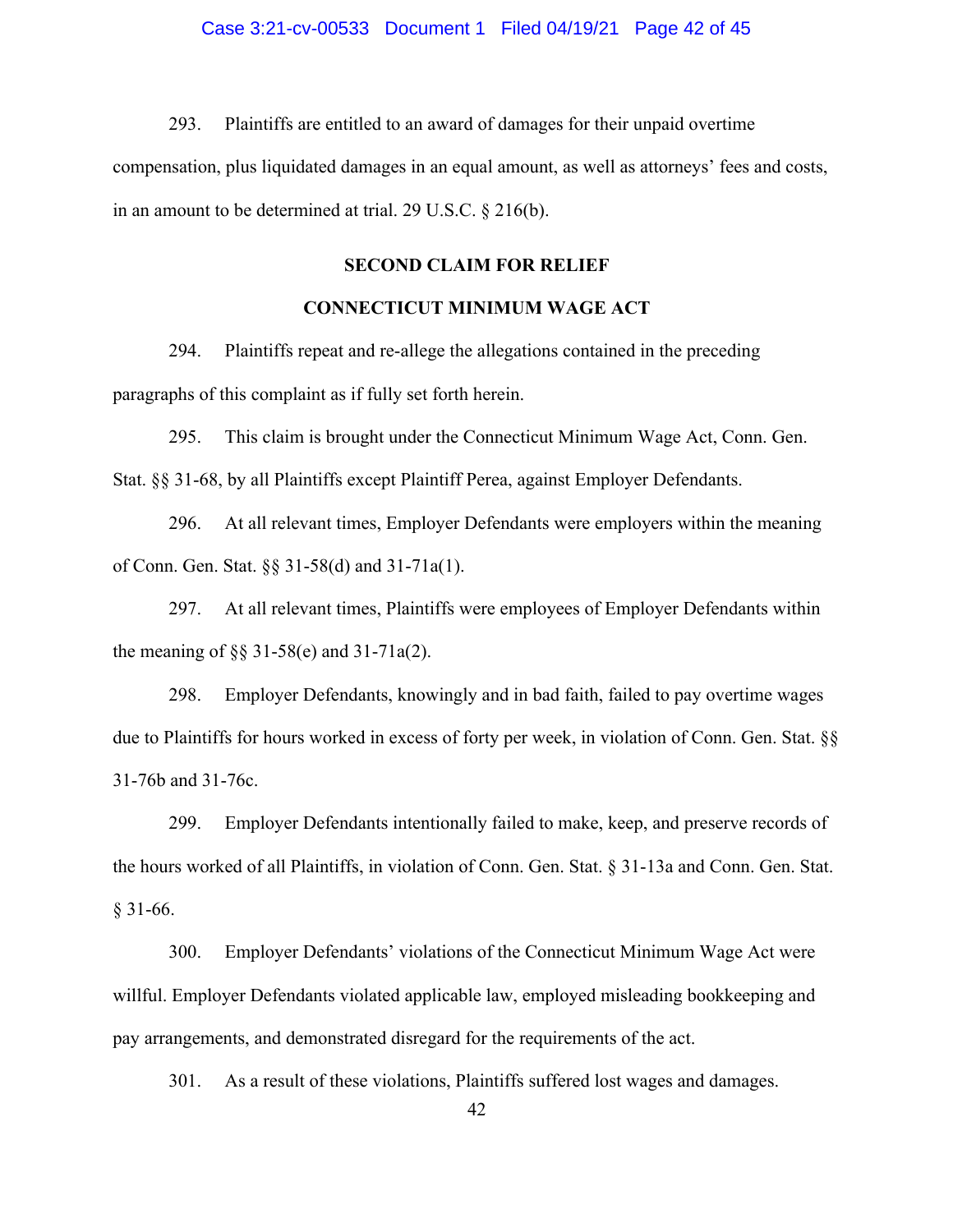293. Plaintiffs are entitled to an award of damages for their unpaid overtime compensation, plus liquidated damages in an equal amount, as well as attorneys' fees and costs, in an amount to be determined at trial. 29 U.S.C. § 216(b).

**SECOND CLAIM FOR RELIEF**

**CONNECTICUT MINIMUM WAGE ACT**

294. Plaintiffs repeat and re-allege the allegations contained in the preceding paragraphs of this complaint as if fully set forth herein.

295. This claim is brought under the Connecticut Minimum Wage Act, Conn. Gen. Stat. §§ 31-68, by all Plaintiffs except Plaintiff Perea, against Employer Defendants.

296. At all relevant times, Employer Defendants were employers within the meaning of Conn. Gen. Stat. §§ 31-58(d) and 31-71a(1).

297. At all relevant times, Plaintiffs were employees of Employer Defendants within the meaning of §§ 31-58(e) and 31-71a(2).

298. Employer Defendants, knowingly and in bad faith, failed to pay overtime wages due to Plaintiffs for hours worked in excess of forty per week, in violation of Conn. Gen. Stat. §§ 31-76b and 31-76c.

299. Employer Defendants intentionally failed to make, keep, and preserve records of the hours worked of all Plaintiffs, in violation of Conn. Gen. Stat. § 31-13a and Conn. Gen. Stat. § 31-66.

300. Employer Defendants' violations of the Connecticut Minimum Wage Act were willful. Employer Defendants violated applicable law, employed misleading bookkeeping and pay arrangements, and demonstrated disregard for the requirements of the act.

301. As a result of these violations, Plaintiffs suffered lost wages and damages.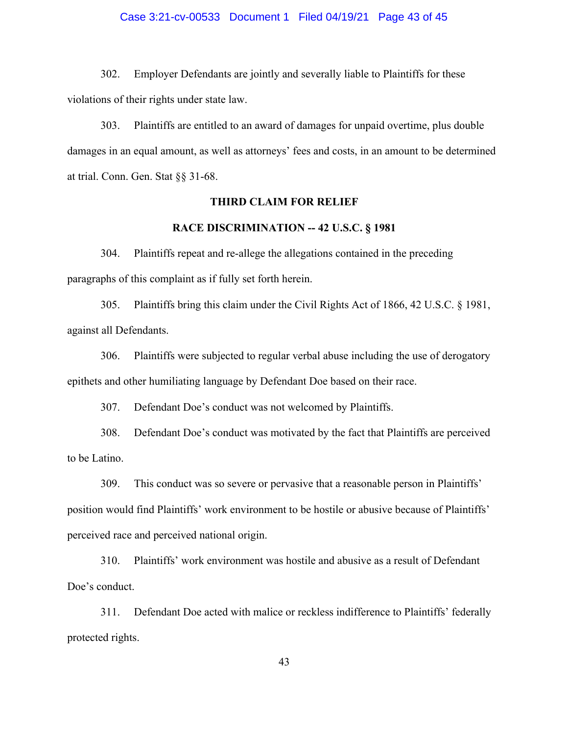302. Employer Defendants are jointly and severally liable to Plaintiffs for these violations of their rights under state law.

303. Plaintiffs are entitled to an award of damages for unpaid overtime, plus double damages in an equal amount, as well as attorneys' fees and costs, in an amount to be determined at trial. Conn. Gen. Stat §§ 31-68.

**THIRD CLAIM FOR RELIEF**

**RACE DISCRIMINATION -- 42 U.S.C. § 1981**

304. Plaintiffs repeat and re-allege the allegations contained in the preceding paragraphs of this complaint as if fully set forth herein.

305. Plaintiffs bring this claim under the Civil Rights Act of 1866, 42 U.S.C. § 1981, against all Defendants.

306. Plaintiffs were subjected to regular verbal abuse including the use of derogatory epithets and other humiliating language by Defendant Doe based on their race.

307. Defendant Doe's conduct was not welcomed by Plaintiffs.

308. Defendant Doe's conduct was motivated by the fact that Plaintiffs are perceived to be Latino.

309. This conduct was so severe or pervasive that a reasonable person in Plaintiffs' position would find Plaintiffs' work environment to be hostile or abusive because of Plaintiffs' perceived race and perceived national origin.

310. Plaintiffs' work environment was hostile and abusive as a result of Defendant Doe's conduct.

311. Defendant Doe acted with malice or reckless indifference to Plaintiffs' federally protected rights.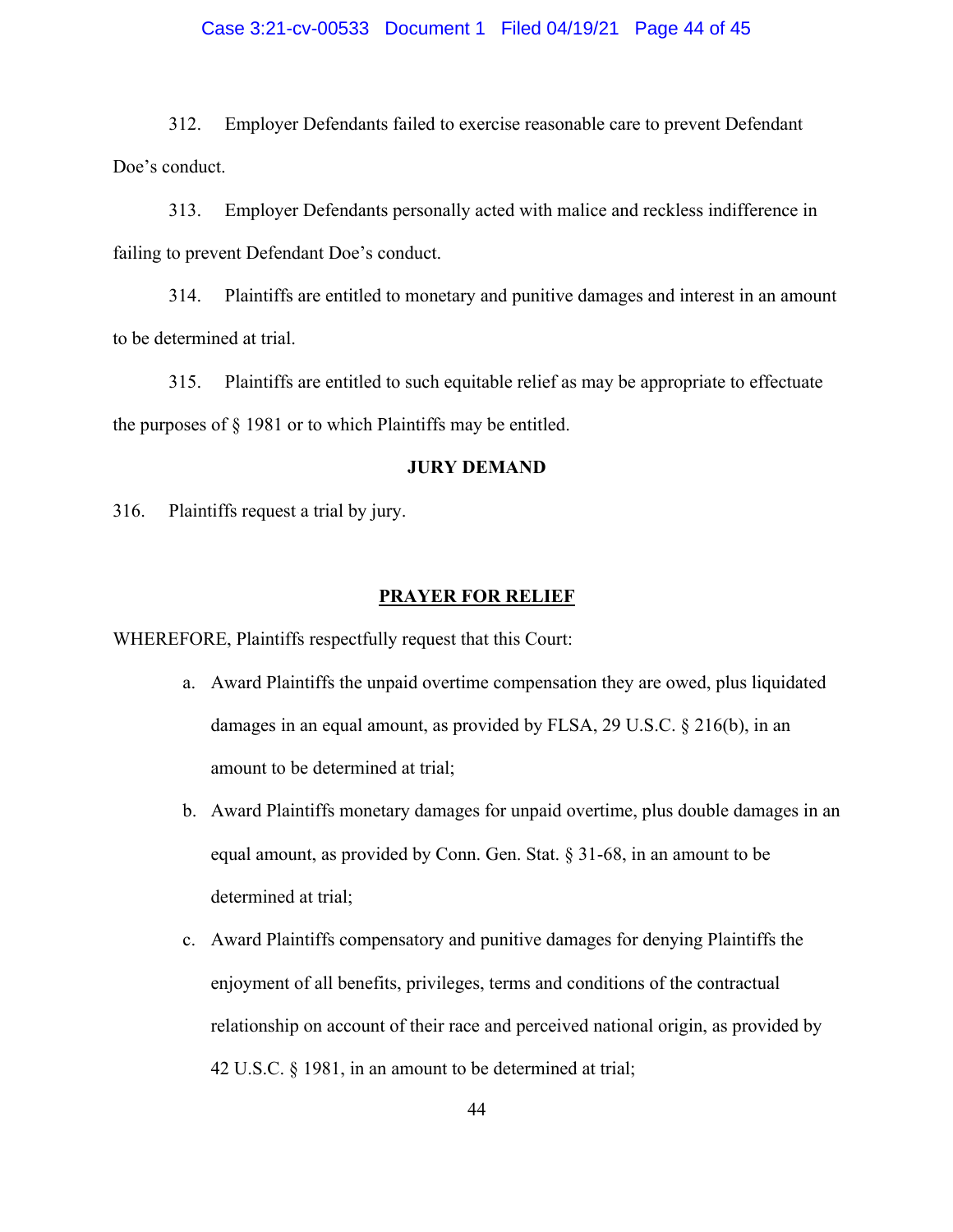312. Employer Defendants failed to exercise reasonable care to prevent Defendant Doe's conduct.

313. Employer Defendants personally acted with malice and reckless indifference in failing to prevent Defendant Doe's conduct.

314. Plaintiffs are entitled to monetary and punitive damages and interest in an amount to be determined at trial.

315. Plaintiffs are entitled to such equitable relief as may be appropriate to effectuate the purposes of § 1981 or to which Plaintiffs may be entitled.

**JURY DEMAND**

316. Plaintiffs request a trial by jury.

**PRAYER FOR RELIEF**

WHEREFORE, Plaintiffs respectfully request that this Court:

a. Award Plaintiffs the unpaid overtime compensation they are owed, plus liquidated damages in an equal amount, as provided by FLSA, 29 U.S.C. § 216(b), in an amount to be determined at trial;

b. Award Plaintiffs monetary damages for unpaid overtime, plus double damages in an equal amount, as provided by Conn. Gen. Stat. § 31-68, in an amount to be determined at trial;

c. Award Plaintiffs compensatory and punitive damages for denying Plaintiffs the enjoyment of all benefits, privileges, terms and conditions of the contractual relationship on account of their race and perceived national origin, as provided by 42 U.S.C. § 1981, in an amount to be determined at trial;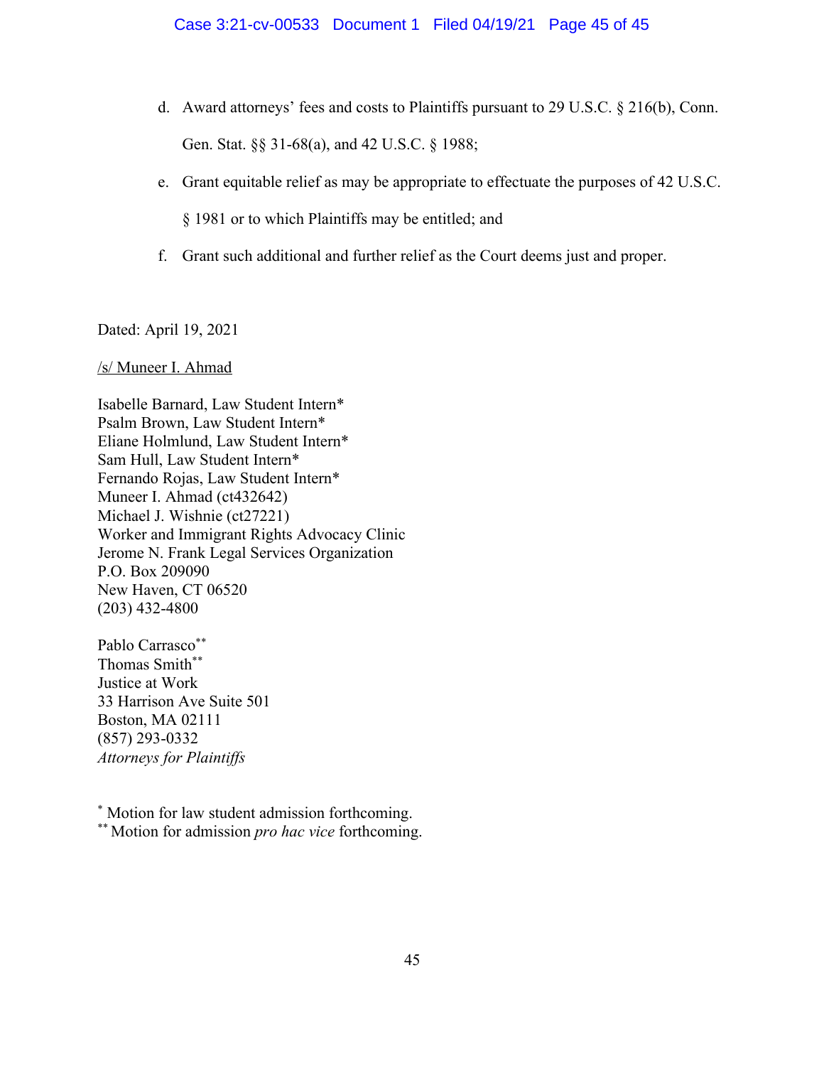d. Award attorneys' fees and costs to Plaintiffs pursuant to 29 U.S.C. § 216(b), Conn. Gen. Stat. §§ 31-68(a), and 42 U.S.C. § 1988;

e. Grant equitable relief as may be appropriate to effectuate the purposes of 42 U.S.C. § 1981 or to which Plaintiffs may be entitled; and

f. Grant such additional and further relief as the Court deems just and proper.

Dated: April 19, 2021

/s/ Muneer I. Ahmad

Isabelle Barnard, Law Student Intern*
Psalm Brown, Law Student Intern*
Eliane Holmlund, Law Student Intern*
Sam Hull, Law Student Intern*
Fernando Rojas, Law Student Intern*
Muneer I. Ahmad (ct432642)
Michael J. Wishnie (ct27221)
Worker and Immigrant Rights Advocacy Clinic
Jerome N. Frank Legal Services Organization
P.O. Box 209090
New Haven, CT 06520
(203) 432-4800

Pablo Carrasco**
Thomas Smith**
Justice at Work
33 Harrison Ave Suite 501
Boston, MA 02111
(857) 293-0332
*Attorneys for Plaintiffs*

\* Motion for law student admission forthcoming.
\** Motion for admission *pro hac vice* forthcoming.